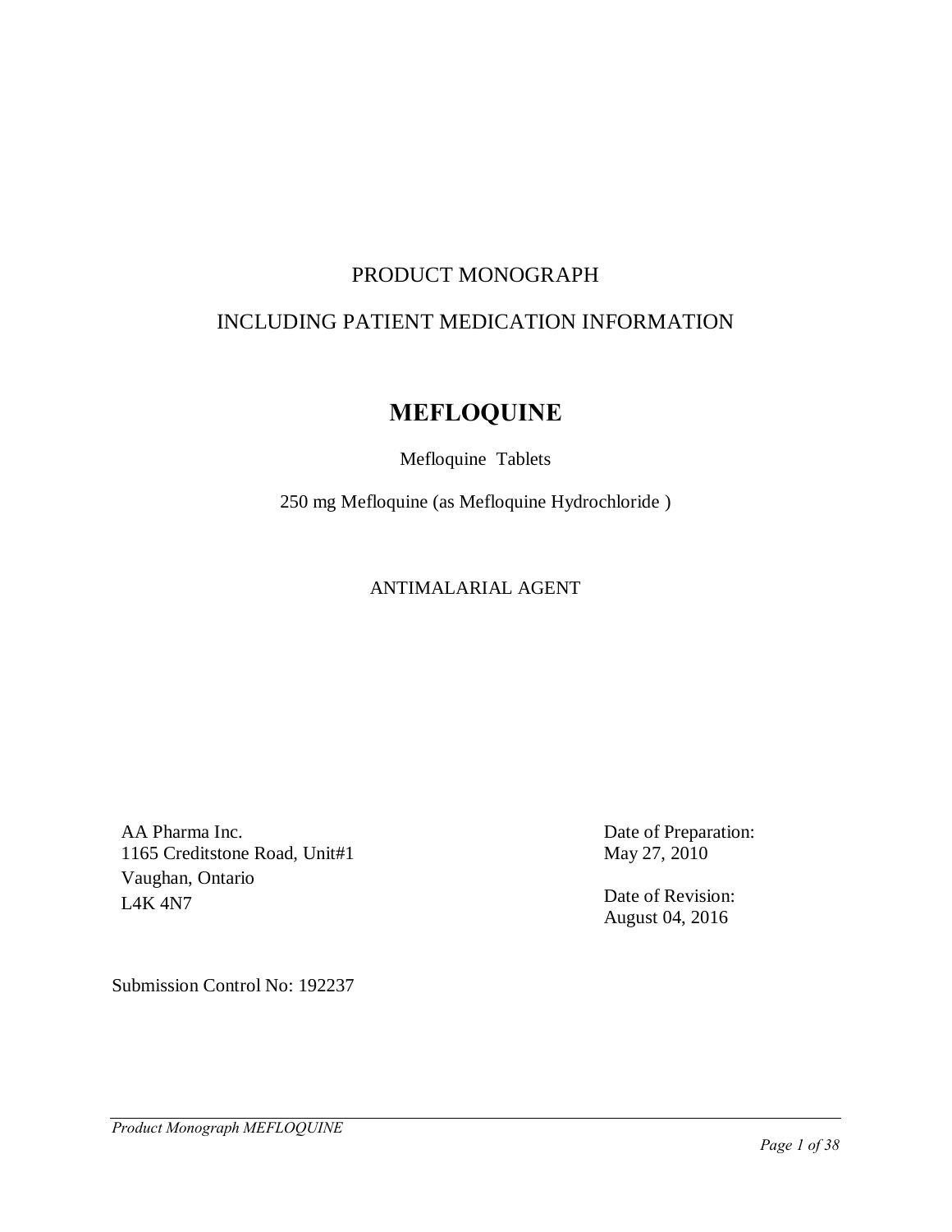PRODUCT MONOGRAPH

INCLUDING PATIENT MEDICATION INFORMATION

# MEFLOQUINE

Mefloquine Tablets

250 mg Mefloquine (as Mefloquine Hydrochloride )

ANTIMALARIAL AGENT

AA Pharma Inc.
1165 Creditstone Road, Unit#1
Vaughan, Ontario
L4K 4N7

Date of Preparation:
May 27, 2010

Date of Revision:
August 04, 2016

Submission Control No: 192237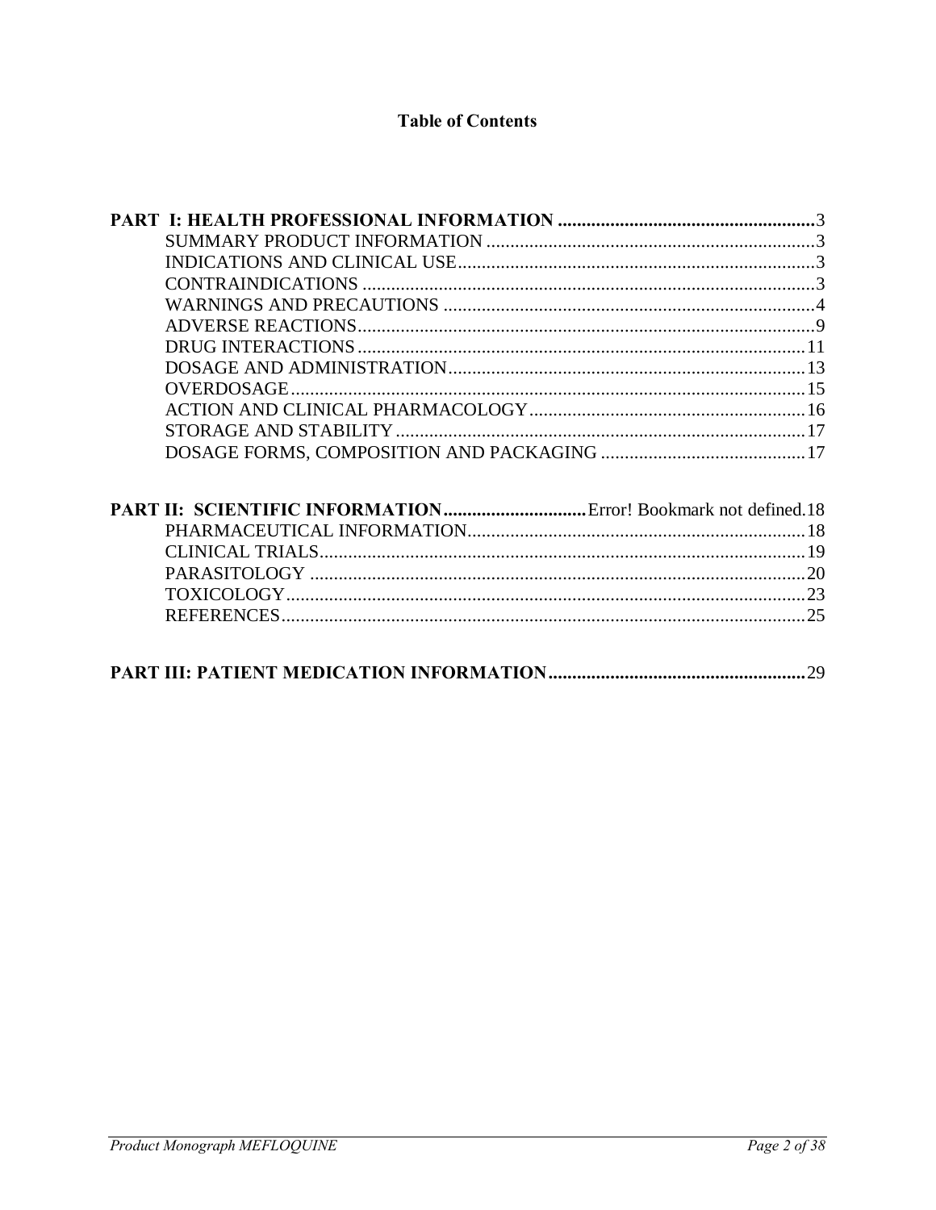# Table of Contents

**PART I: HEALTH PROFESSIONAL INFORMATION** ...................................................... 3

- SUMMARY PRODUCT INFORMATION ..................................................................... 3
- INDICATIONS AND CLINICAL USE ........................................................................... 3
- CONTRAINDICATIONS .............................................................................................. 3
- WARNINGS AND PRECAUTIONS ............................................................................. 4
- ADVERSE REACTIONS ............................................................................................... 9
- DRUG INTERACTIONS .............................................................................................. 11
- DOSAGE AND ADMINISTRATION ........................................................................... 13
- OVERDOSAGE ............................................................................................................ 15
- ACTION AND CLINICAL PHARMACOLOGY .......................................................... 16
- STORAGE AND STABILITY ...................................................................................... 17
- DOSAGE FORMS, COMPOSITION AND PACKAGING ........................................... 17

**PART II: SCIENTIFIC INFORMATION** .............................. Error! Bookmark not defined.18

- PHARMACEUTICAL INFORMATION ....................................................................... 18
- CLINICAL TRIALS ...................................................................................................... 19
- PARASITOLOGY ........................................................................................................ 20
- TOXICOLOGY ............................................................................................................. 23
- REFERENCES .............................................................................................................. 25

**PART III: PATIENT MEDICATION INFORMATION** ...................................................... 29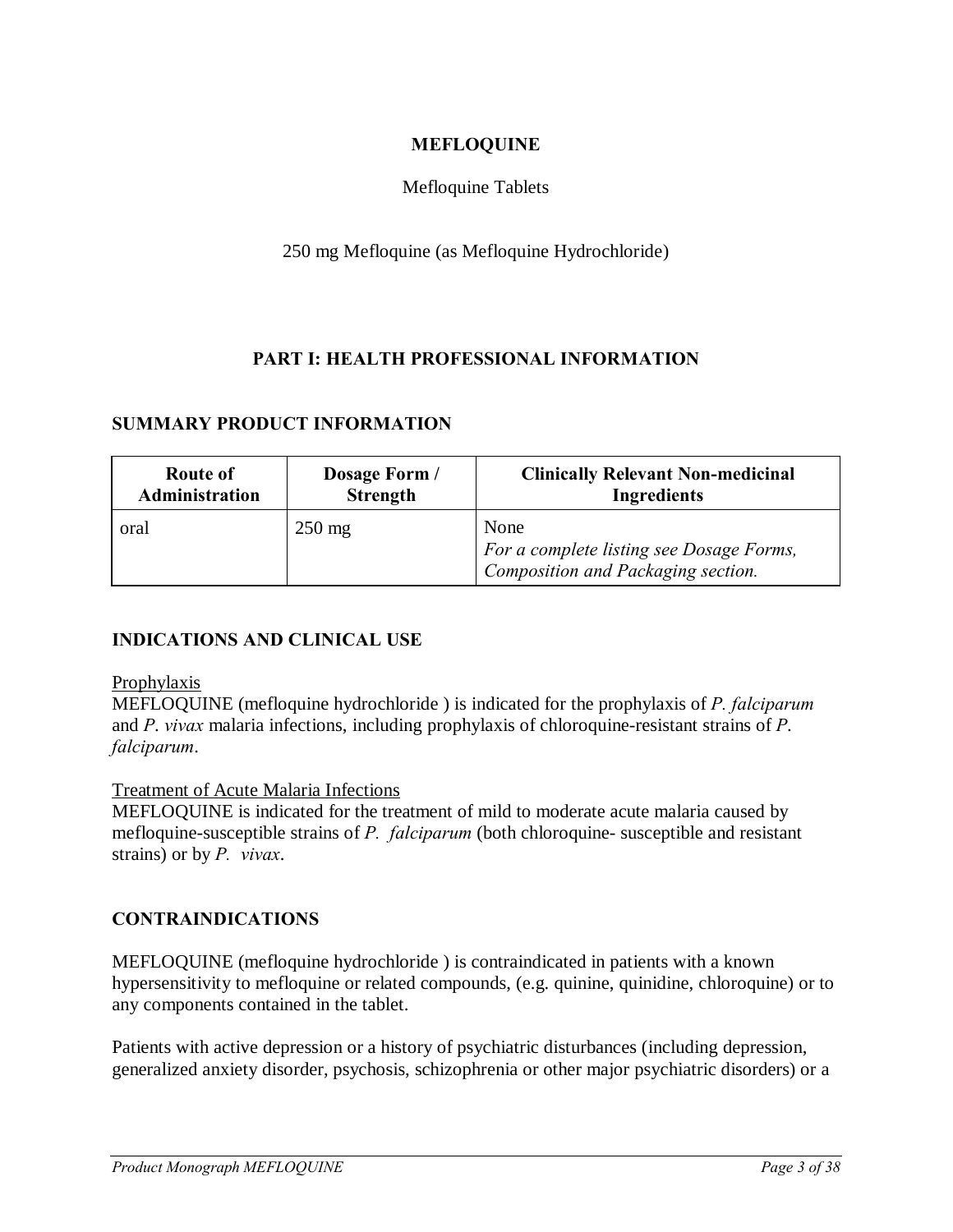# MEFLOQUINE

Mefloquine Tablets

250 mg Mefloquine (as Mefloquine Hydrochloride)

## PART I: HEALTH PROFESSIONAL INFORMATION

### SUMMARY PRODUCT INFORMATION

| Route of Administration | Dosage Form / Strength | Clinically Relevant Non-medicinal Ingredients |
| --- | --- | --- |
| oral | 250 mg | None<br>*For a complete listing see Dosage Forms, Composition and Packaging section.* |

### INDICATIONS AND CLINICAL USE

Prophylaxis

MEFLOQUINE (mefloquine hydrochloride ) is indicated for the prophylaxis of *P. falciparum* and *P. vivax* malaria infections, including prophylaxis of chloroquine-resistant strains of *P. falciparum*.

Treatment of Acute Malaria Infections

MEFLOQUINE is indicated for the treatment of mild to moderate acute malaria caused by mefloquine-susceptible strains of *P. falciparum* (both chloroquine- susceptible and resistant strains) or by *P. vivax*.

### CONTRAINDICATIONS

MEFLOQUINE (mefloquine hydrochloride ) is contraindicated in patients with a known hypersensitivity to mefloquine or related compounds, (e.g. quinine, quinidine, chloroquine) or to any components contained in the tablet.

Patients with active depression or a history of psychiatric disturbances (including depression, generalized anxiety disorder, psychosis, schizophrenia or other major psychiatric disorders) or a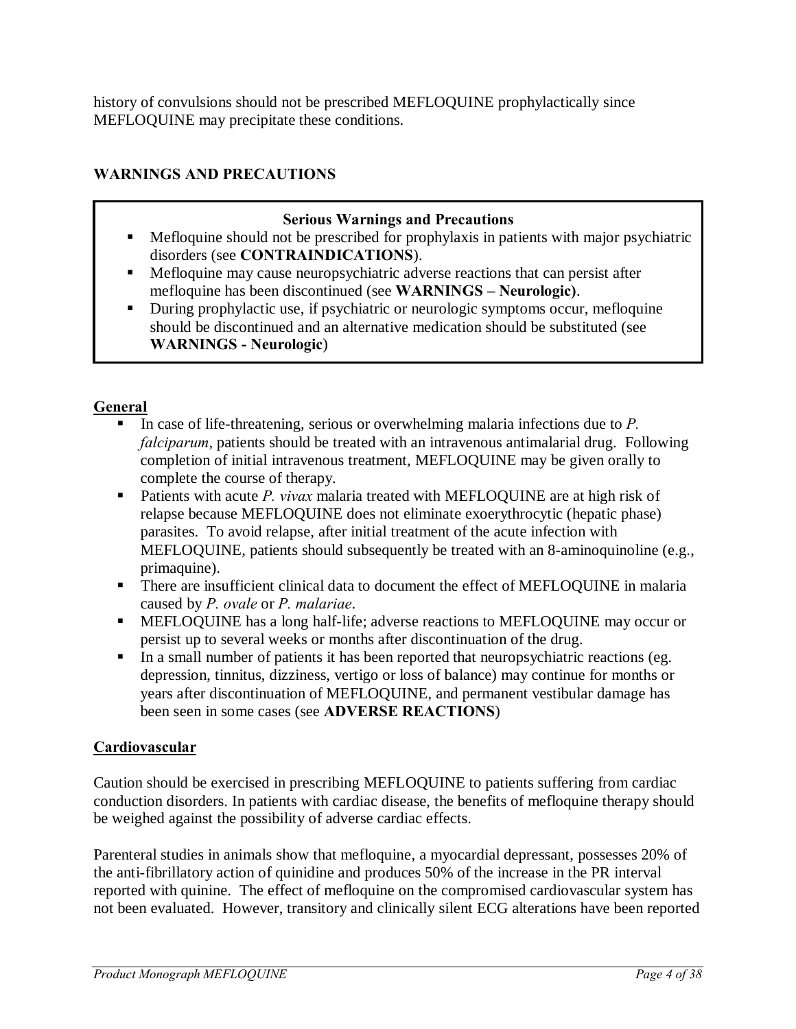history of convulsions should not be prescribed MEFLOQUINE prophylactically since MEFLOQUINE may precipitate these conditions.

## WARNINGS AND PRECAUTIONS

**Serious Warnings and Precautions**

- Mefloquine should not be prescribed for prophylaxis in patients with major psychiatric disorders (see **CONTRAINDICATIONS**).
- Mefloquine may cause neuropsychiatric adverse reactions that can persist after mefloquine has been discontinued (see **WARNINGS – Neurologic)**.
- During prophylactic use, if psychiatric or neurologic symptoms occur, mefloquine should be discontinued and an alternative medication should be substituted (see **WARNINGS - Neurologic**)

### General

- In case of life-threatening, serious or overwhelming malaria infections due to *P. falciparum*, patients should be treated with an intravenous antimalarial drug. Following completion of initial intravenous treatment, MEFLOQUINE may be given orally to complete the course of therapy.
- Patients with acute *P. vivax* malaria treated with MEFLOQUINE are at high risk of relapse because MEFLOQUINE does not eliminate exoerythrocytic (hepatic phase) parasites. To avoid relapse, after initial treatment of the acute infection with MEFLOQUINE, patients should subsequently be treated with an 8-aminoquinoline (e.g., primaquine).
- There are insufficient clinical data to document the effect of MEFLOQUINE in malaria caused by *P. ovale* or *P. malariae*.
- MEFLOQUINE has a long half-life; adverse reactions to MEFLOQUINE may occur or persist up to several weeks or months after discontinuation of the drug.
- In a small number of patients it has been reported that neuropsychiatric reactions (eg. depression, tinnitus, dizziness, vertigo or loss of balance) may continue for months or years after discontinuation of MEFLOQUINE, and permanent vestibular damage has been seen in some cases (see **ADVERSE REACTIONS**)

### Cardiovascular

Caution should be exercised in prescribing MEFLOQUINE to patients suffering from cardiac conduction disorders. In patients with cardiac disease, the benefits of mefloquine therapy should be weighed against the possibility of adverse cardiac effects.

Parenteral studies in animals show that mefloquine, a myocardial depressant, possesses 20% of the anti-fibrillatory action of quinidine and produces 50% of the increase in the PR interval reported with quinine. The effect of mefloquine on the compromised cardiovascular system has not been evaluated. However, transitory and clinically silent ECG alterations have been reported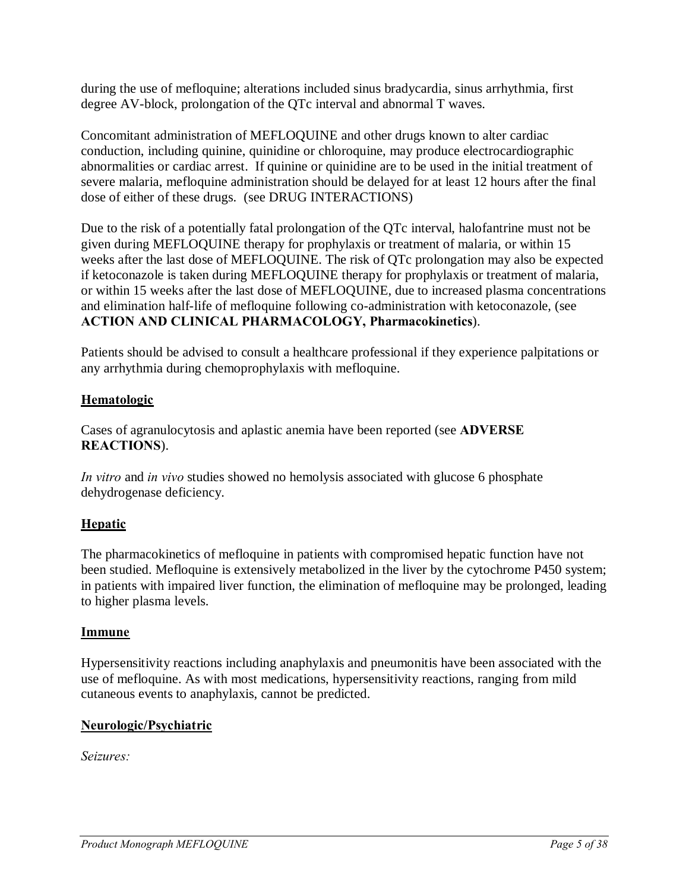during the use of mefloquine; alterations included sinus bradycardia, sinus arrhythmia, first degree AV-block, prolongation of the QTc interval and abnormal T waves.

Concomitant administration of MEFLOQUINE and other drugs known to alter cardiac conduction, including quinine, quinidine or chloroquine, may produce electrocardiographic abnormalities or cardiac arrest. If quinine or quinidine are to be used in the initial treatment of severe malaria, mefloquine administration should be delayed for at least 12 hours after the final dose of either of these drugs. (see DRUG INTERACTIONS)

Due to the risk of a potentially fatal prolongation of the QTc interval, halofantrine must not be given during MEFLOQUINE therapy for prophylaxis or treatment of malaria, or within 15 weeks after the last dose of MEFLOQUINE. The risk of QTc prolongation may also be expected if ketoconazole is taken during MEFLOQUINE therapy for prophylaxis or treatment of malaria, or within 15 weeks after the last dose of MEFLOQUINE, due to increased plasma concentrations and elimination half-life of mefloquine following co-administration with ketoconazole, (see **ACTION AND CLINICAL PHARMACOLOGY, Pharmacokinetics**).

Patients should be advised to consult a healthcare professional if they experience palpitations or any arrhythmia during chemoprophylaxis with mefloquine.

## Hematologic

Cases of agranulocytosis and aplastic anemia have been reported (see **ADVERSE REACTIONS**).

*In vitro* and *in vivo* studies showed no hemolysis associated with glucose 6 phosphate dehydrogenase deficiency.

## Hepatic

The pharmacokinetics of mefloquine in patients with compromised hepatic function have not been studied. Mefloquine is extensively metabolized in the liver by the cytochrome P450 system; in patients with impaired liver function, the elimination of mefloquine may be prolonged, leading to higher plasma levels.

## Immune

Hypersensitivity reactions including anaphylaxis and pneumonitis have been associated with the use of mefloquine. As with most medications, hypersensitivity reactions, ranging from mild cutaneous events to anaphylaxis, cannot be predicted.

## Neurologic/Psychiatric

*Seizures:*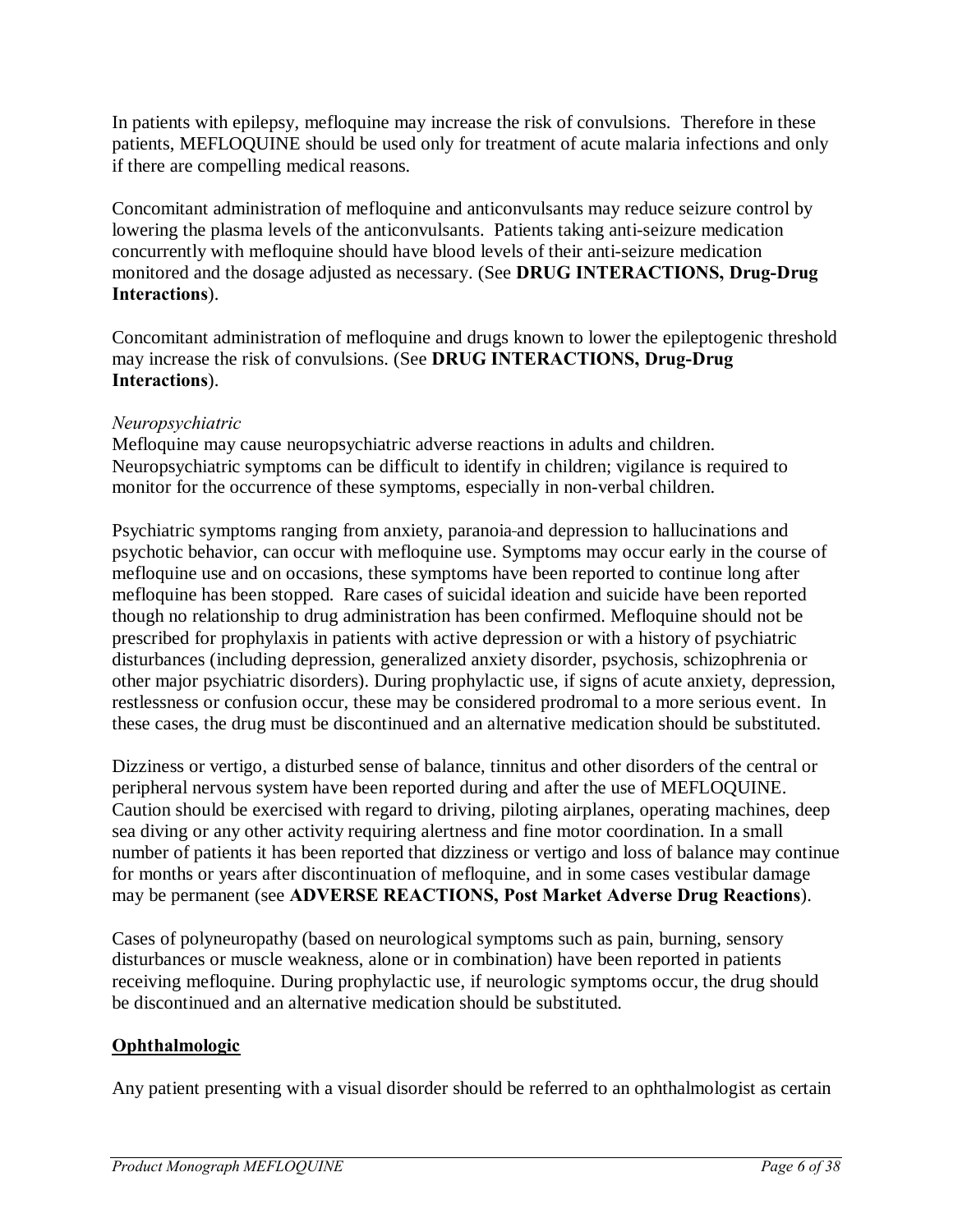In patients with epilepsy, mefloquine may increase the risk of convulsions. Therefore in these patients, MEFLOQUINE should be used only for treatment of acute malaria infections and only if there are compelling medical reasons.

Concomitant administration of mefloquine and anticonvulsants may reduce seizure control by lowering the plasma levels of the anticonvulsants. Patients taking anti-seizure medication concurrently with mefloquine should have blood levels of their anti-seizure medication monitored and the dosage adjusted as necessary. (See **DRUG INTERACTIONS, Drug-Drug Interactions**).

Concomitant administration of mefloquine and drugs known to lower the epileptogenic threshold may increase the risk of convulsions. (See **DRUG INTERACTIONS, Drug-Drug Interactions**).

*Neuropsychiatric*

Mefloquine may cause neuropsychiatric adverse reactions in adults and children. Neuropsychiatric symptoms can be difficult to identify in children; vigilance is required to monitor for the occurrence of these symptoms, especially in non-verbal children.

Psychiatric symptoms ranging from anxiety, paranoia and depression to hallucinations and psychotic behavior, can occur with mefloquine use. Symptoms may occur early in the course of mefloquine use and on occasions, these symptoms have been reported to continue long after mefloquine has been stopped. Rare cases of suicidal ideation and suicide have been reported though no relationship to drug administration has been confirmed. Mefloquine should not be prescribed for prophylaxis in patients with active depression or with a history of psychiatric disturbances (including depression, generalized anxiety disorder, psychosis, schizophrenia or other major psychiatric disorders). During prophylactic use, if signs of acute anxiety, depression, restlessness or confusion occur, these may be considered prodromal to a more serious event. In these cases, the drug must be discontinued and an alternative medication should be substituted.

Dizziness or vertigo, a disturbed sense of balance, tinnitus and other disorders of the central or peripheral nervous system have been reported during and after the use of MEFLOQUINE. Caution should be exercised with regard to driving, piloting airplanes, operating machines, deep sea diving or any other activity requiring alertness and fine motor coordination. In a small number of patients it has been reported that dizziness or vertigo and loss of balance may continue for months or years after discontinuation of mefloquine, and in some cases vestibular damage may be permanent (see **ADVERSE REACTIONS, Post Market Adverse Drug Reactions**).

Cases of polyneuropathy (based on neurological symptoms such as pain, burning, sensory disturbances or muscle weakness, alone or in combination) have been reported in patients receiving mefloquine. During prophylactic use, if neurologic symptoms occur, the drug should be discontinued and an alternative medication should be substituted.

**Ophthalmologic**

Any patient presenting with a visual disorder should be referred to an ophthalmologist as certain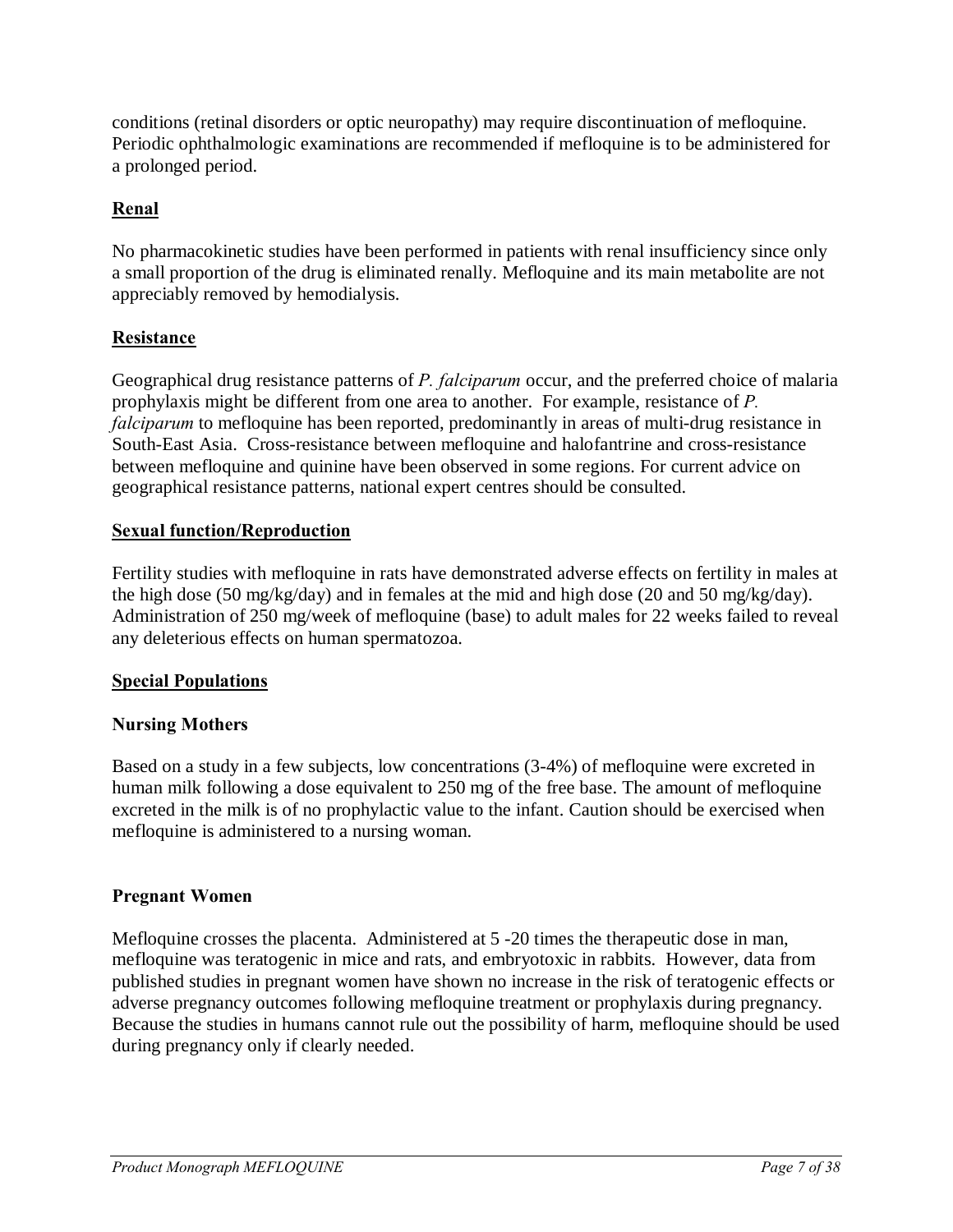conditions (retinal disorders or optic neuropathy) may require discontinuation of mefloquine. Periodic ophthalmologic examinations are recommended if mefloquine is to be administered for a prolonged period.

**Renal**

No pharmacokinetic studies have been performed in patients with renal insufficiency since only a small proportion of the drug is eliminated renally. Mefloquine and its main metabolite are not appreciably removed by hemodialysis.

**Resistance**

Geographical drug resistance patterns of *P. falciparum* occur, and the preferred choice of malaria prophylaxis might be different from one area to another. For example, resistance of *P. falciparum* to mefloquine has been reported, predominantly in areas of multi-drug resistance in South-East Asia. Cross-resistance between mefloquine and halofantrine and cross-resistance between mefloquine and quinine have been observed in some regions. For current advice on geographical resistance patterns, national expert centres should be consulted.

**Sexual function/Reproduction**

Fertility studies with mefloquine in rats have demonstrated adverse effects on fertility in males at the high dose (50 mg/kg/day) and in females at the mid and high dose (20 and 50 mg/kg/day). Administration of 250 mg/week of mefloquine (base) to adult males for 22 weeks failed to reveal any deleterious effects on human spermatozoa.

**Special Populations**

**Nursing Mothers**

Based on a study in a few subjects, low concentrations (3-4%) of mefloquine were excreted in human milk following a dose equivalent to 250 mg of the free base. The amount of mefloquine excreted in the milk is of no prophylactic value to the infant. Caution should be exercised when mefloquine is administered to a nursing woman.

**Pregnant Women**

Mefloquine crosses the placenta. Administered at 5 -20 times the therapeutic dose in man, mefloquine was teratogenic in mice and rats, and embryotoxic in rabbits. However, data from published studies in pregnant women have shown no increase in the risk of teratogenic effects or adverse pregnancy outcomes following mefloquine treatment or prophylaxis during pregnancy. Because the studies in humans cannot rule out the possibility of harm, mefloquine should be used during pregnancy only if clearly needed.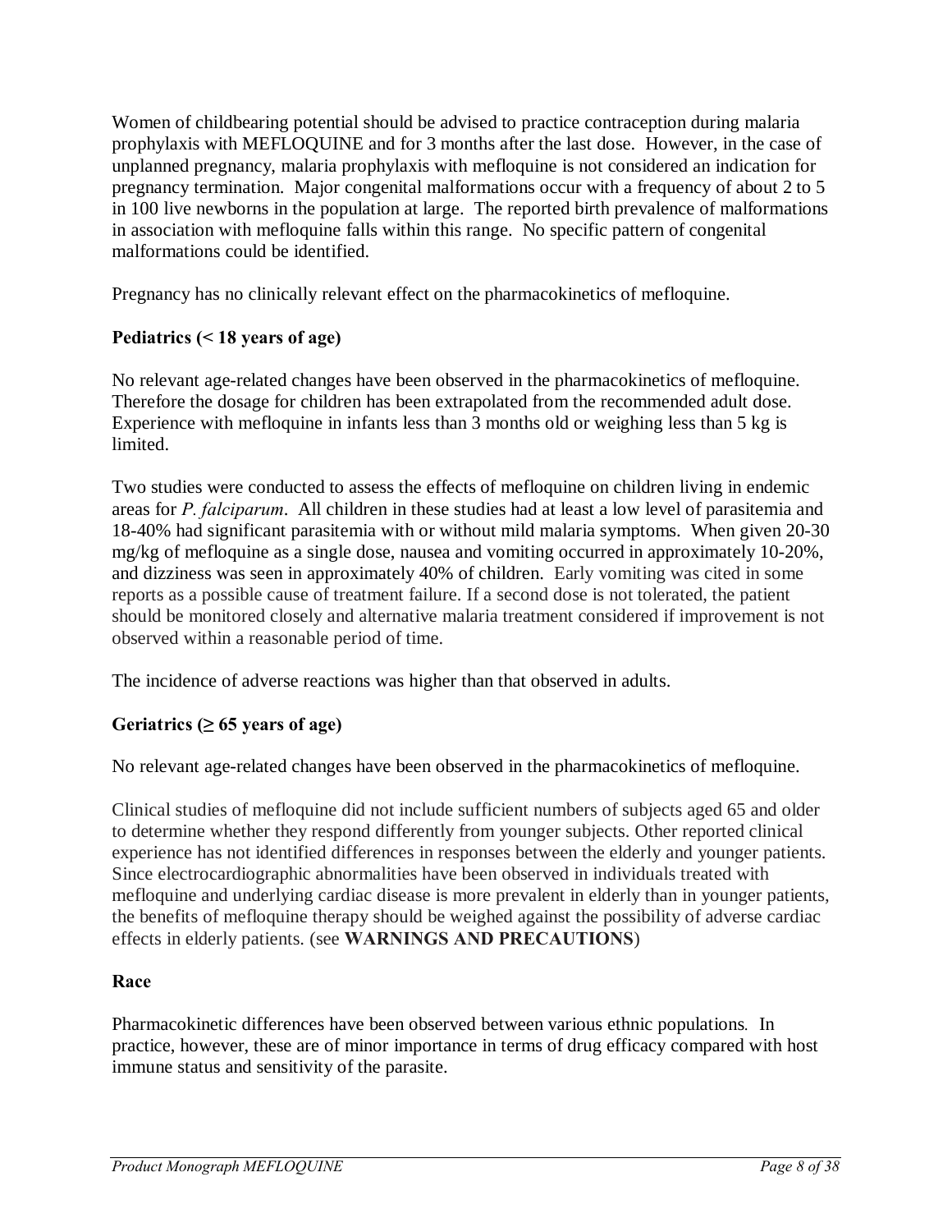Women of childbearing potential should be advised to practice contraception during malaria prophylaxis with MEFLOQUINE and for 3 months after the last dose. However, in the case of unplanned pregnancy, malaria prophylaxis with mefloquine is not considered an indication for pregnancy termination. Major congenital malformations occur with a frequency of about 2 to 5 in 100 live newborns in the population at large. The reported birth prevalence of malformations in association with mefloquine falls within this range. No specific pattern of congenital malformations could be identified.

Pregnancy has no clinically relevant effect on the pharmacokinetics of mefloquine.

**Pediatrics (< 18 years of age)**

No relevant age-related changes have been observed in the pharmacokinetics of mefloquine. Therefore the dosage for children has been extrapolated from the recommended adult dose. Experience with mefloquine in infants less than 3 months old or weighing less than 5 kg is limited.

Two studies were conducted to assess the effects of mefloquine on children living in endemic areas for *P. falciparum*. All children in these studies had at least a low level of parasitemia and 18-40% had significant parasitemia with or without mild malaria symptoms. When given 20-30 mg/kg of mefloquine as a single dose, nausea and vomiting occurred in approximately 10-20%, and dizziness was seen in approximately 40% of children. Early vomiting was cited in some reports as a possible cause of treatment failure. If a second dose is not tolerated, the patient should be monitored closely and alternative malaria treatment considered if improvement is not observed within a reasonable period of time.

The incidence of adverse reactions was higher than that observed in adults.

**Geriatrics (≥ 65 years of age)**

No relevant age-related changes have been observed in the pharmacokinetics of mefloquine.

Clinical studies of mefloquine did not include sufficient numbers of subjects aged 65 and older to determine whether they respond differently from younger subjects. Other reported clinical experience has not identified differences in responses between the elderly and younger patients. Since electrocardiographic abnormalities have been observed in individuals treated with mefloquine and underlying cardiac disease is more prevalent in elderly than in younger patients, the benefits of mefloquine therapy should be weighed against the possibility of adverse cardiac effects in elderly patients. (see **WARNINGS AND PRECAUTIONS**)

**Race**

Pharmacokinetic differences have been observed between various ethnic populations. In practice, however, these are of minor importance in terms of drug efficacy compared with host immune status and sensitivity of the parasite.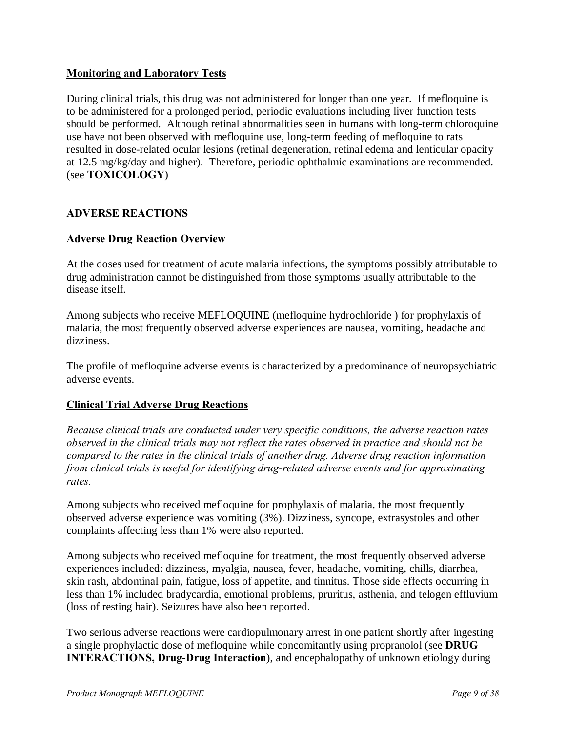**Monitoring and Laboratory Tests**

During clinical trials, this drug was not administered for longer than one year. If mefloquine is to be administered for a prolonged period, periodic evaluations including liver function tests should be performed. Although retinal abnormalities seen in humans with long-term chloroquine use have not been observed with mefloquine use, long-term feeding of mefloquine to rats resulted in dose-related ocular lesions (retinal degeneration, retinal edema and lenticular opacity at 12.5 mg/kg/day and higher). Therefore, periodic ophthalmic examinations are recommended. (see **TOXICOLOGY**)

## ADVERSE REACTIONS

**Adverse Drug Reaction Overview**

At the doses used for treatment of acute malaria infections, the symptoms possibly attributable to drug administration cannot be distinguished from those symptoms usually attributable to the disease itself.

Among subjects who receive MEFLOQUINE (mefloquine hydrochloride ) for prophylaxis of malaria, the most frequently observed adverse experiences are nausea, vomiting, headache and dizziness.

The profile of mefloquine adverse events is characterized by a predominance of neuropsychiatric adverse events.

**Clinical Trial Adverse Drug Reactions**

*Because clinical trials are conducted under very specific conditions, the adverse reaction rates observed in the clinical trials may not reflect the rates observed in practice and should not be compared to the rates in the clinical trials of another drug. Adverse drug reaction information from clinical trials is useful for identifying drug-related adverse events and for approximating rates.*

Among subjects who received mefloquine for prophylaxis of malaria, the most frequently observed adverse experience was vomiting (3%). Dizziness, syncope, extrasystoles and other complaints affecting less than 1% were also reported.

Among subjects who received mefloquine for treatment, the most frequently observed adverse experiences included: dizziness, myalgia, nausea, fever, headache, vomiting, chills, diarrhea, skin rash, abdominal pain, fatigue, loss of appetite, and tinnitus. Those side effects occurring in less than 1% included bradycardia, emotional problems, pruritus, asthenia, and telogen effluvium (loss of resting hair). Seizures have also been reported.

Two serious adverse reactions were cardiopulmonary arrest in one patient shortly after ingesting a single prophylactic dose of mefloquine while concomitantly using propranolol (see **DRUG INTERACTIONS, Drug-Drug Interaction**), and encephalopathy of unknown etiology during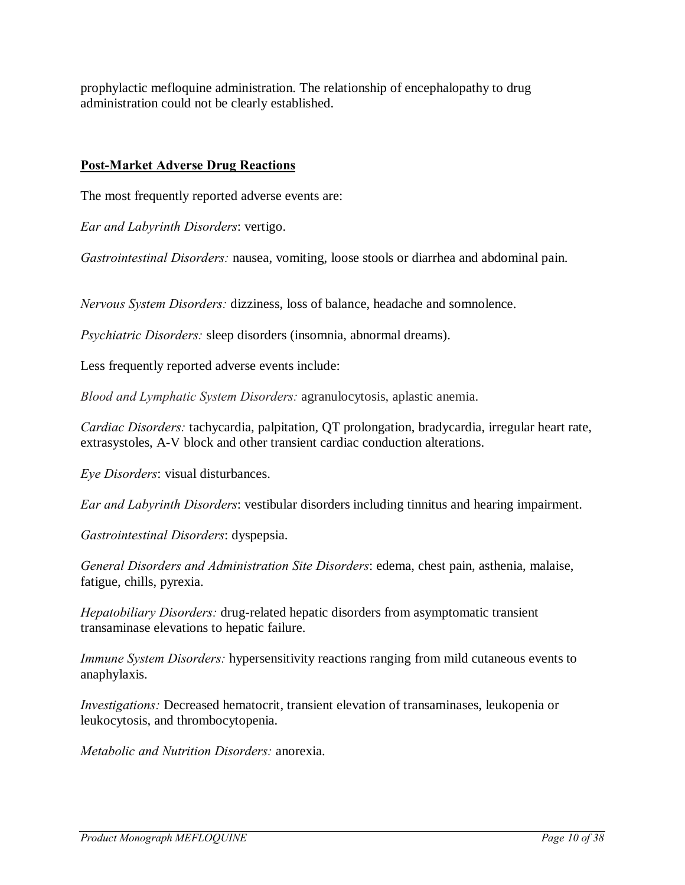prophylactic mefloquine administration. The relationship of encephalopathy to drug administration could not be clearly established.

**Post-Market Adverse Drug Reactions**

The most frequently reported adverse events are:

*Ear and Labyrinth Disorders*: vertigo.

*Gastrointestinal Disorders:* nausea, vomiting, loose stools or diarrhea and abdominal pain.

*Nervous System Disorders:* dizziness, loss of balance, headache and somnolence.

*Psychiatric Disorders:* sleep disorders (insomnia, abnormal dreams).

Less frequently reported adverse events include:

*Blood and Lymphatic System Disorders:* agranulocytosis, aplastic anemia.

*Cardiac Disorders:* tachycardia, palpitation, QT prolongation, bradycardia, irregular heart rate, extrasystoles, A-V block and other transient cardiac conduction alterations.

*Eye Disorders*: visual disturbances.

*Ear and Labyrinth Disorders*: vestibular disorders including tinnitus and hearing impairment.

*Gastrointestinal Disorders*: dyspepsia.

*General Disorders and Administration Site Disorders*: edema, chest pain, asthenia, malaise, fatigue, chills, pyrexia.

*Hepatobiliary Disorders:* drug-related hepatic disorders from asymptomatic transient transaminase elevations to hepatic failure.

*Immune System Disorders:* hypersensitivity reactions ranging from mild cutaneous events to anaphylaxis.

*Investigations:* Decreased hematocrit, transient elevation of transaminases, leukopenia or leukocytosis, and thrombocytopenia.

*Metabolic and Nutrition Disorders:* anorexia.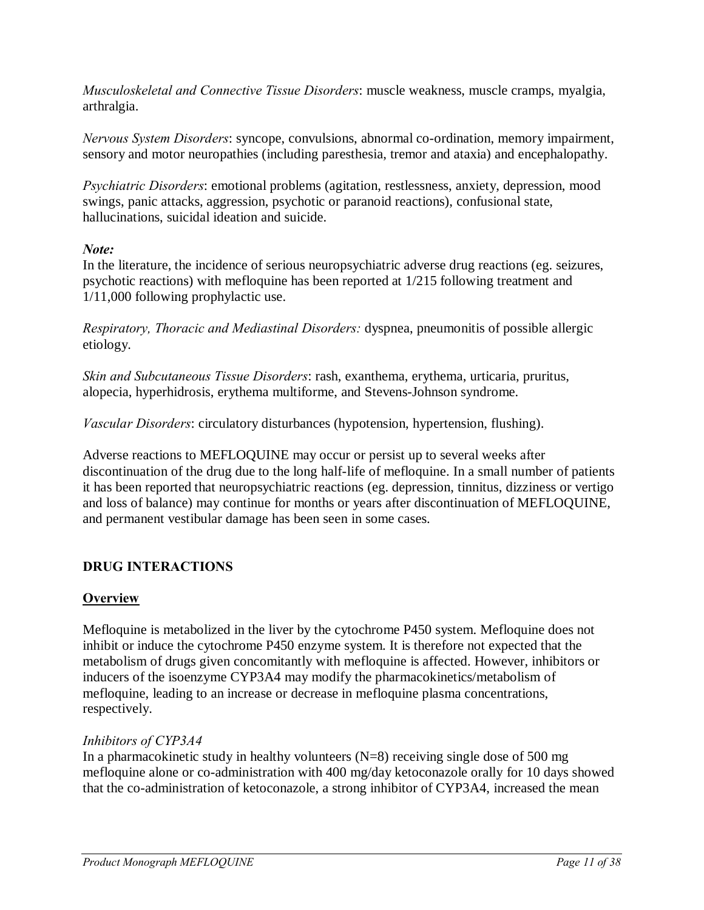*Musculoskeletal and Connective Tissue Disorders*: muscle weakness, muscle cramps, myalgia, arthralgia.

*Nervous System Disorders*: syncope, convulsions, abnormal co-ordination, memory impairment, sensory and motor neuropathies (including paresthesia, tremor and ataxia) and encephalopathy.

*Psychiatric Disorders*: emotional problems (agitation, restlessness, anxiety, depression, mood swings, panic attacks, aggression, psychotic or paranoid reactions), confusional state, hallucinations, suicidal ideation and suicide.

***Note:***
In the literature, the incidence of serious neuropsychiatric adverse drug reactions (eg. seizures, psychotic reactions) with mefloquine has been reported at 1/215 following treatment and 1/11,000 following prophylactic use.

*Respiratory, Thoracic and Mediastinal Disorders:* dyspnea, pneumonitis of possible allergic etiology.

*Skin and Subcutaneous Tissue Disorders*: rash, exanthema, erythema, urticaria, pruritus, alopecia, hyperhidrosis, erythema multiforme, and Stevens-Johnson syndrome.

*Vascular Disorders*: circulatory disturbances (hypotension, hypertension, flushing).

Adverse reactions to MEFLOQUINE may occur or persist up to several weeks after discontinuation of the drug due to the long half-life of mefloquine. In a small number of patients it has been reported that neuropsychiatric reactions (eg. depression, tinnitus, dizziness or vertigo and loss of balance) may continue for months or years after discontinuation of MEFLOQUINE, and permanent vestibular damage has been seen in some cases.

## DRUG INTERACTIONS

### Overview

Mefloquine is metabolized in the liver by the cytochrome P450 system. Mefloquine does not inhibit or induce the cytochrome P450 enzyme system. It is therefore not expected that the metabolism of drugs given concomitantly with mefloquine is affected. However, inhibitors or inducers of the isoenzyme CYP3A4 may modify the pharmacokinetics/metabolism of mefloquine, leading to an increase or decrease in mefloquine plasma concentrations, respectively.

*Inhibitors of CYP3A4*
In a pharmacokinetic study in healthy volunteers (N=8) receiving single dose of 500 mg mefloquine alone or co-administration with 400 mg/day ketoconazole orally for 10 days showed that the co-administration of ketoconazole, a strong inhibitor of CYP3A4, increased the mean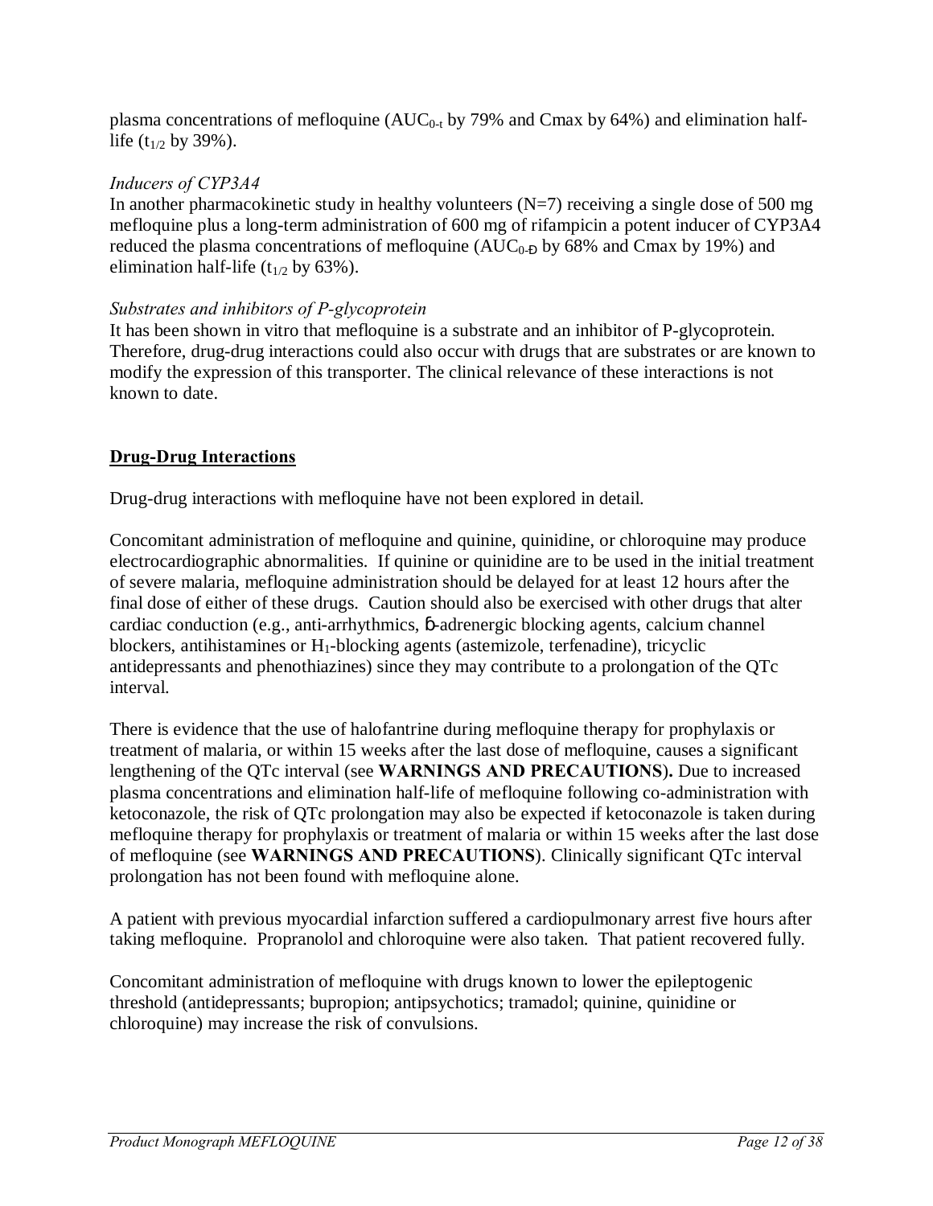plasma concentrations of mefloquine ($AUC_{0-t}$ by 79% and Cmax by 64%) and elimination half-life ($t_{1/2}$ by 39%).

*Inducers of CYP3A4*

In another pharmacokinetic study in healthy volunteers (N=7) receiving a single dose of 500 mg mefloquine plus a long-term administration of 600 mg of rifampicin a potent inducer of CYP3A4 reduced the plasma concentrations of mefloquine ($AUC_{0-Ð}$ by 68% and Cmax by 19%) and elimination half-life ($t_{1/2}$ by 63%).

*Substrates and inhibitors of P-glycoprotein*

It has been shown in vitro that mefloquine is a substrate and an inhibitor of P-glycoprotein. Therefore, drug-drug interactions could also occur with drugs that are substrates or are known to modify the expression of this transporter. The clinical relevance of these interactions is not known to date.

## Drug-Drug Interactions

Drug-drug interactions with mefloquine have not been explored in detail.

Concomitant administration of mefloquine and quinine, quinidine, or chloroquine may produce electrocardiographic abnormalities. If quinine or quinidine are to be used in the initial treatment of severe malaria, mefloquine administration should be delayed for at least 12 hours after the final dose of either of these drugs. Caution should also be exercised with other drugs that alter cardiac conduction (e.g., anti-arrhythmics, ϐ-adrenergic blocking agents, calcium channel blockers, antihistamines or $H_1$-blocking agents (astemizole, terfenadine), tricyclic antidepressants and phenothiazines) since they may contribute to a prolongation of the QTc interval.

There is evidence that the use of halofantrine during mefloquine therapy for prophylaxis or treatment of malaria, or within 15 weeks after the last dose of mefloquine, causes a significant lengthening of the QTc interval (see **WARNINGS AND PRECAUTIONS**)**.** Due to increased plasma concentrations and elimination half-life of mefloquine following co-administration with ketoconazole, the risk of QTc prolongation may also be expected if ketoconazole is taken during mefloquine therapy for prophylaxis or treatment of malaria or within 15 weeks after the last dose of mefloquine (see **WARNINGS AND PRECAUTIONS**). Clinically significant QTc interval prolongation has not been found with mefloquine alone.

A patient with previous myocardial infarction suffered a cardiopulmonary arrest five hours after taking mefloquine. Propranolol and chloroquine were also taken. That patient recovered fully.

Concomitant administration of mefloquine with drugs known to lower the epileptogenic threshold (antidepressants; bupropion; antipsychotics; tramadol; quinine, quinidine or chloroquine) may increase the risk of convulsions.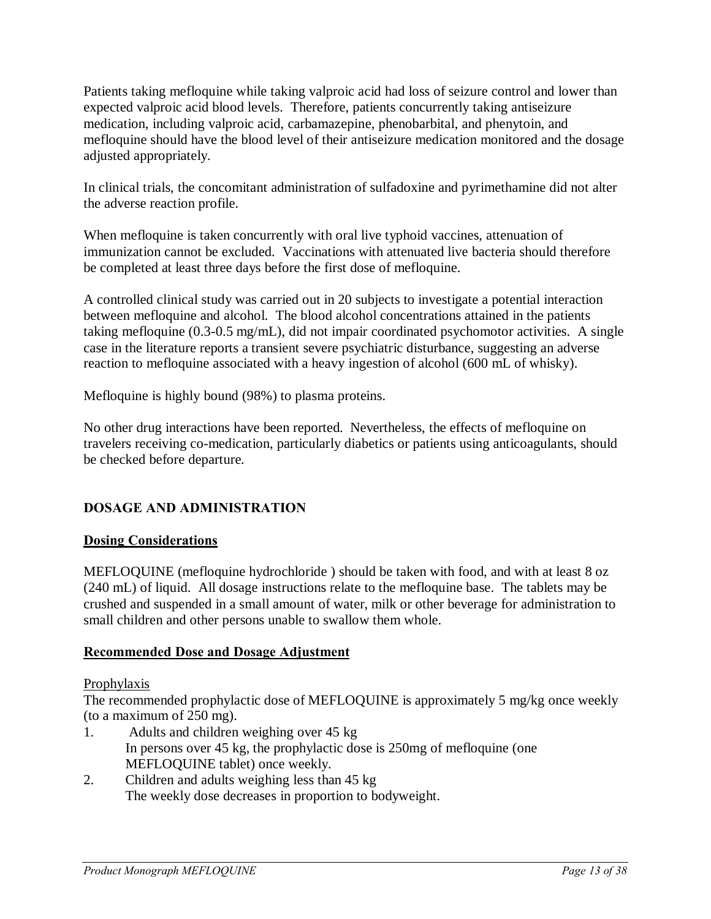Patients taking mefloquine while taking valproic acid had loss of seizure control and lower than expected valproic acid blood levels. Therefore, patients concurrently taking antiseizure medication, including valproic acid, carbamazepine, phenobarbital, and phenytoin, and mefloquine should have the blood level of their antiseizure medication monitored and the dosage adjusted appropriately.

In clinical trials, the concomitant administration of sulfadoxine and pyrimethamine did not alter the adverse reaction profile.

When mefloquine is taken concurrently with oral live typhoid vaccines, attenuation of immunization cannot be excluded. Vaccinations with attenuated live bacteria should therefore be completed at least three days before the first dose of mefloquine.

A controlled clinical study was carried out in 20 subjects to investigate a potential interaction between mefloquine and alcohol. The blood alcohol concentrations attained in the patients taking mefloquine (0.3-0.5 mg/mL), did not impair coordinated psychomotor activities. A single case in the literature reports a transient severe psychiatric disturbance, suggesting an adverse reaction to mefloquine associated with a heavy ingestion of alcohol (600 mL of whisky).

Mefloquine is highly bound (98%) to plasma proteins.

No other drug interactions have been reported. Nevertheless, the effects of mefloquine on travelers receiving co-medication, particularly diabetics or patients using anticoagulants, should be checked before departure.

## DOSAGE AND ADMINISTRATION

### Dosing Considerations

MEFLOQUINE (mefloquine hydrochloride ) should be taken with food, and with at least 8 oz (240 mL) of liquid. All dosage instructions relate to the mefloquine base. The tablets may be crushed and suspended in a small amount of water, milk or other beverage for administration to small children and other persons unable to swallow them whole.

### Recommended Dose and Dosage Adjustment

Prophylaxis

The recommended prophylactic dose of MEFLOQUINE is approximately 5 mg/kg once weekly (to a maximum of 250 mg).

1. Adults and children weighing over 45 kg
   In persons over 45 kg, the prophylactic dose is 250mg of mefloquine (one MEFLOQUINE tablet) once weekly.
2. Children and adults weighing less than 45 kg
   The weekly dose decreases in proportion to bodyweight.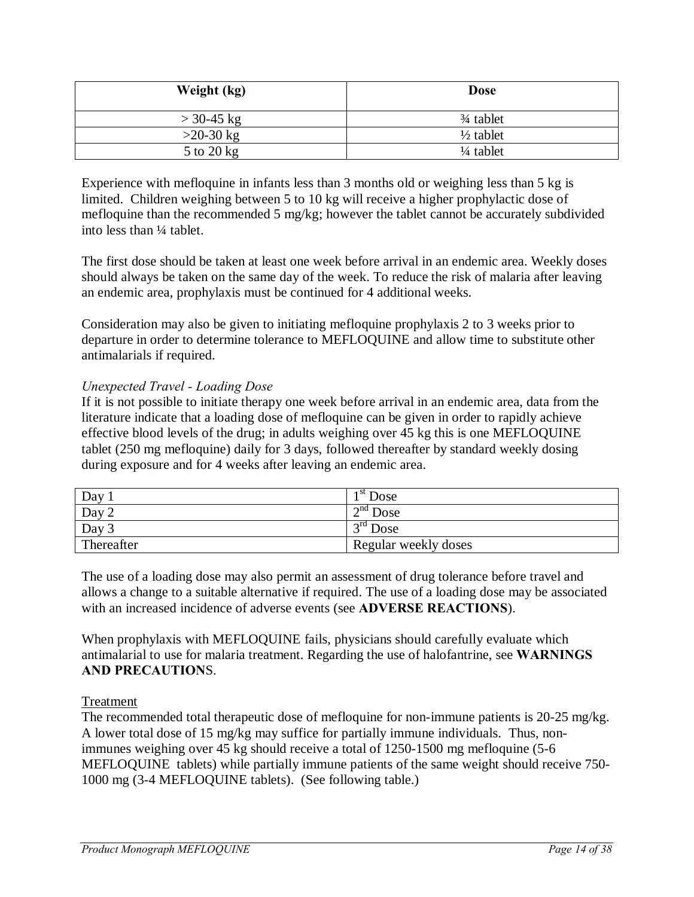| Weight (kg) | Dose |
|---|---|
| > 30-45 kg | ¾ tablet |
| >20-30 kg | ½ tablet |
| 5 to 20 kg | ¼ tablet |

Experience with mefloquine in infants less than 3 months old or weighing less than 5 kg is limited. Children weighing between 5 to 10 kg will receive a higher prophylactic dose of mefloquine than the recommended 5 mg/kg; however the tablet cannot be accurately subdivided into less than ¼ tablet.

The first dose should be taken at least one week before arrival in an endemic area. Weekly doses should always be taken on the same day of the week. To reduce the risk of malaria after leaving an endemic area, prophylaxis must be continued for 4 additional weeks.

Consideration may also be given to initiating mefloquine prophylaxis 2 to 3 weeks prior to departure in order to determine tolerance to MEFLOQUINE and allow time to substitute other antimalarials if required.

*Unexpected Travel - Loading Dose*

If it is not possible to initiate therapy one week before arrival in an endemic area, data from the literature indicate that a loading dose of mefloquine can be given in order to rapidly achieve effective blood levels of the drug; in adults weighing over 45 kg this is one MEFLOQUINE tablet (250 mg mefloquine) daily for 3 days, followed thereafter by standard weekly dosing during exposure and for 4 weeks after leaving an endemic area.

| | |
|---|---|
| Day 1 | 1st Dose |
| Day 2 | 2nd Dose |
| Day 3 | 3rd Dose |
| Thereafter | Regular weekly doses |

The use of a loading dose may also permit an assessment of drug tolerance before travel and allows a change to a suitable alternative if required. The use of a loading dose may be associated with an increased incidence of adverse events (see **ADVERSE REACTIONS**).

When prophylaxis with MEFLOQUINE fails, physicians should carefully evaluate which antimalarial to use for malaria treatment. Regarding the use of halofantrine, see **WARNINGS AND PRECAUTIONS**.

Treatment

The recommended total therapeutic dose of mefloquine for non-immune patients is 20-25 mg/kg. A lower total dose of 15 mg/kg may suffice for partially immune individuals. Thus, non-immunes weighing over 45 kg should receive a total of 1250-1500 mg mefloquine (5-6 MEFLOQUINE tablets) while partially immune patients of the same weight should receive 750-1000 mg (3-4 MEFLOQUINE tablets). (See following table.)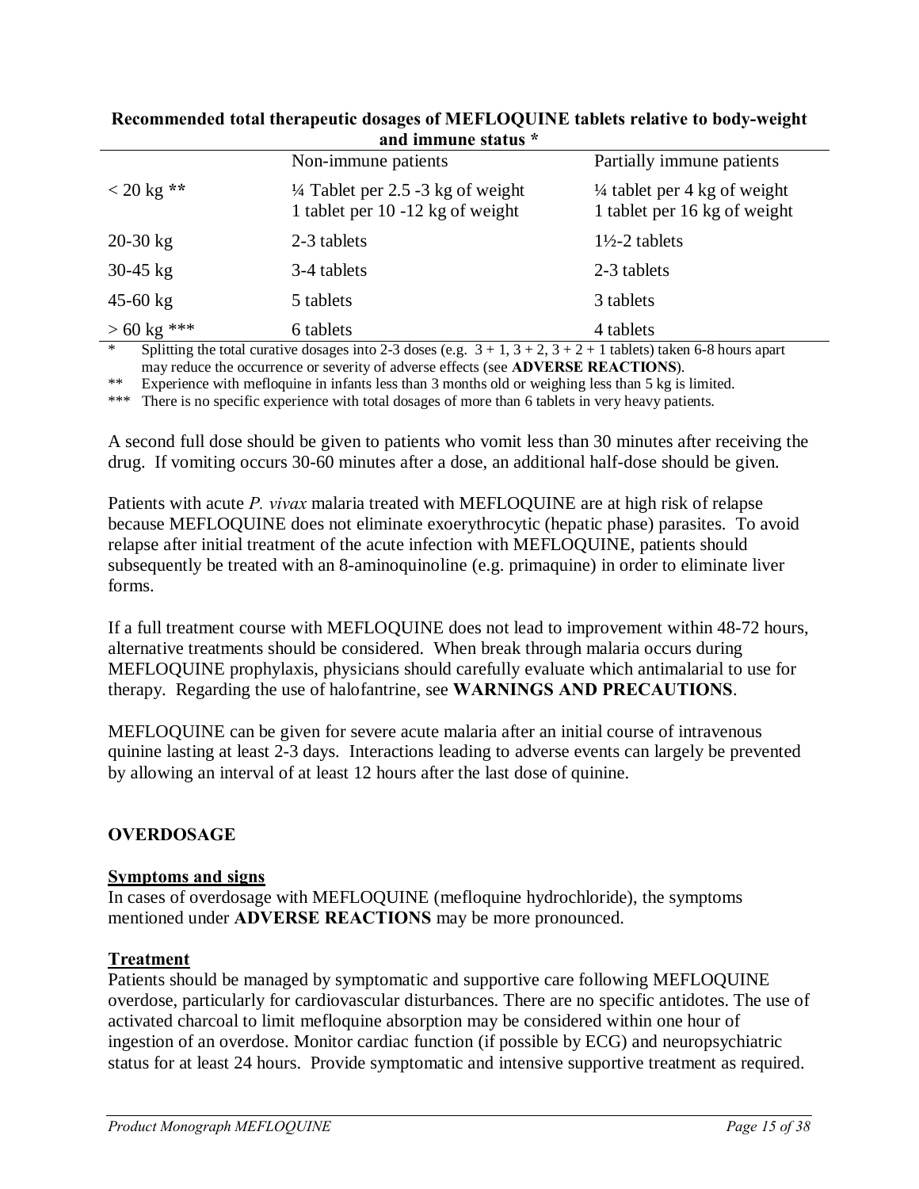**Recommended total therapeutic dosages of MEFLOQUINE tablets relative to body-weight and immune status \***

| | Non-immune patients | Partially immune patients |
|---|---|---|
| < 20 kg ** | ¼ Tablet per 2.5 -3 kg of weight<br>1 tablet per 10 -12 kg of weight | ¼ tablet per 4 kg of weight<br>1 tablet per 16 kg of weight |
| 20-30 kg | 2-3 tablets | 1½-2 tablets |
| 30-45 kg | 3-4 tablets | 2-3 tablets |
| 45-60 kg | 5 tablets | 3 tablets |
| > 60 kg *** | 6 tablets | 4 tablets |

\* Splitting the total curative dosages into 2-3 doses (e.g. 3 + 1, 3 + 2, 3 + 2 + 1 tablets) taken 6-8 hours apart may reduce the occurrence or severity of adverse effects (see **ADVERSE REACTIONS**).

\*\* Experience with mefloquine in infants less than 3 months old or weighing less than 5 kg is limited.

\*\*\* There is no specific experience with total dosages of more than 6 tablets in very heavy patients.

A second full dose should be given to patients who vomit less than 30 minutes after receiving the drug. If vomiting occurs 30-60 minutes after a dose, an additional half-dose should be given.

Patients with acute *P. vivax* malaria treated with MEFLOQUINE are at high risk of relapse because MEFLOQUINE does not eliminate exoerythrocytic (hepatic phase) parasites. To avoid relapse after initial treatment of the acute infection with MEFLOQUINE, patients should subsequently be treated with an 8-aminoquinoline (e.g. primaquine) in order to eliminate liver forms.

If a full treatment course with MEFLOQUINE does not lead to improvement within 48-72 hours, alternative treatments should be considered. When break through malaria occurs during MEFLOQUINE prophylaxis, physicians should carefully evaluate which antimalarial to use for therapy. Regarding the use of halofantrine, see **WARNINGS AND PRECAUTIONS**.

MEFLOQUINE can be given for severe acute malaria after an initial course of intravenous quinine lasting at least 2-3 days. Interactions leading to adverse events can largely be prevented by allowing an interval of at least 12 hours after the last dose of quinine.

## OVERDOSAGE

### Symptoms and signs

In cases of overdosage with MEFLOQUINE (mefloquine hydrochloride), the symptoms mentioned under **ADVERSE REACTIONS** may be more pronounced.

### Treatment

Patients should be managed by symptomatic and supportive care following MEFLOQUINE overdose, particularly for cardiovascular disturbances. There are no specific antidotes. The use of activated charcoal to limit mefloquine absorption may be considered within one hour of ingestion of an overdose. Monitor cardiac function (if possible by ECG) and neuropsychiatric status for at least 24 hours. Provide symptomatic and intensive supportive treatment as required.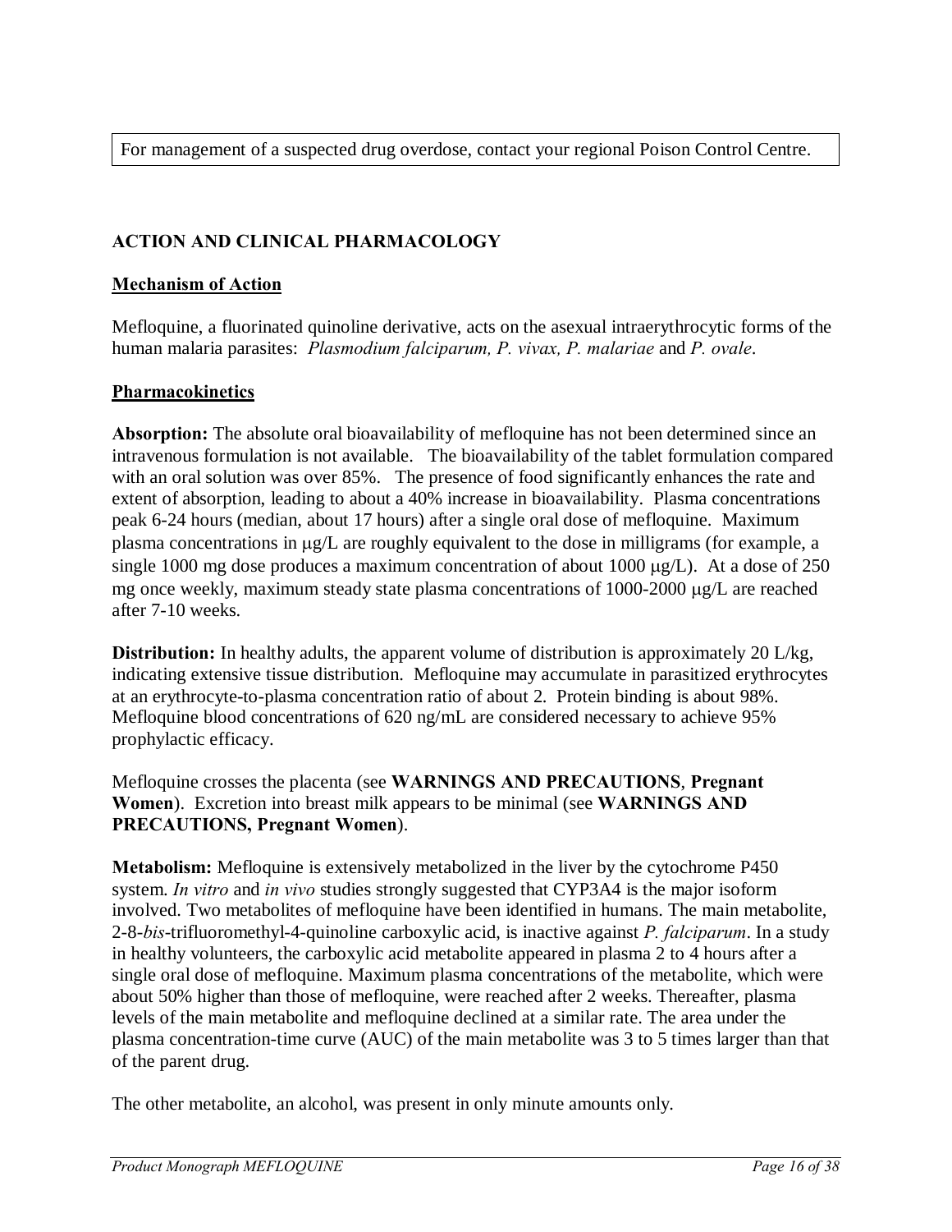For management of a suspected drug overdose, contact your regional Poison Control Centre.

## ACTION AND CLINICAL PHARMACOLOGY

### Mechanism of Action

Mefloquine, a fluorinated quinoline derivative, acts on the asexual intraerythrocytic forms of the human malaria parasites: *Plasmodium falciparum, P. vivax, P. malariae* and *P. ovale*.

### Pharmacokinetics

**Absorption:** The absolute oral bioavailability of mefloquine has not been determined since an intravenous formulation is not available. The bioavailability of the tablet formulation compared with an oral solution was over 85%. The presence of food significantly enhances the rate and extent of absorption, leading to about a 40% increase in bioavailability. Plasma concentrations peak 6-24 hours (median, about 17 hours) after a single oral dose of mefloquine. Maximum plasma concentrations in μg/L are roughly equivalent to the dose in milligrams (for example, a single 1000 mg dose produces a maximum concentration of about 1000 μg/L). At a dose of 250 mg once weekly, maximum steady state plasma concentrations of 1000-2000 μg/L are reached after 7-10 weeks.

**Distribution:** In healthy adults, the apparent volume of distribution is approximately 20 L/kg, indicating extensive tissue distribution. Mefloquine may accumulate in parasitized erythrocytes at an erythrocyte-to-plasma concentration ratio of about 2. Protein binding is about 98%. Mefloquine blood concentrations of 620 ng/mL are considered necessary to achieve 95% prophylactic efficacy.

Mefloquine crosses the placenta (see **WARNINGS AND PRECAUTIONS**, **Pregnant Women**). Excretion into breast milk appears to be minimal (see **WARNINGS AND PRECAUTIONS, Pregnant Women**).

**Metabolism:** Mefloquine is extensively metabolized in the liver by the cytochrome P450 system. *In vitro* and *in vivo* studies strongly suggested that CYP3A4 is the major isoform involved. Two metabolites of mefloquine have been identified in humans. The main metabolite, 2-8-*bis*-trifluoromethyl-4-quinoline carboxylic acid, is inactive against *P. falciparum*. In a study in healthy volunteers, the carboxylic acid metabolite appeared in plasma 2 to 4 hours after a single oral dose of mefloquine. Maximum plasma concentrations of the metabolite, which were about 50% higher than those of mefloquine, were reached after 2 weeks. Thereafter, plasma levels of the main metabolite and mefloquine declined at a similar rate. The area under the plasma concentration-time curve (AUC) of the main metabolite was 3 to 5 times larger than that of the parent drug.

The other metabolite, an alcohol, was present in only minute amounts only.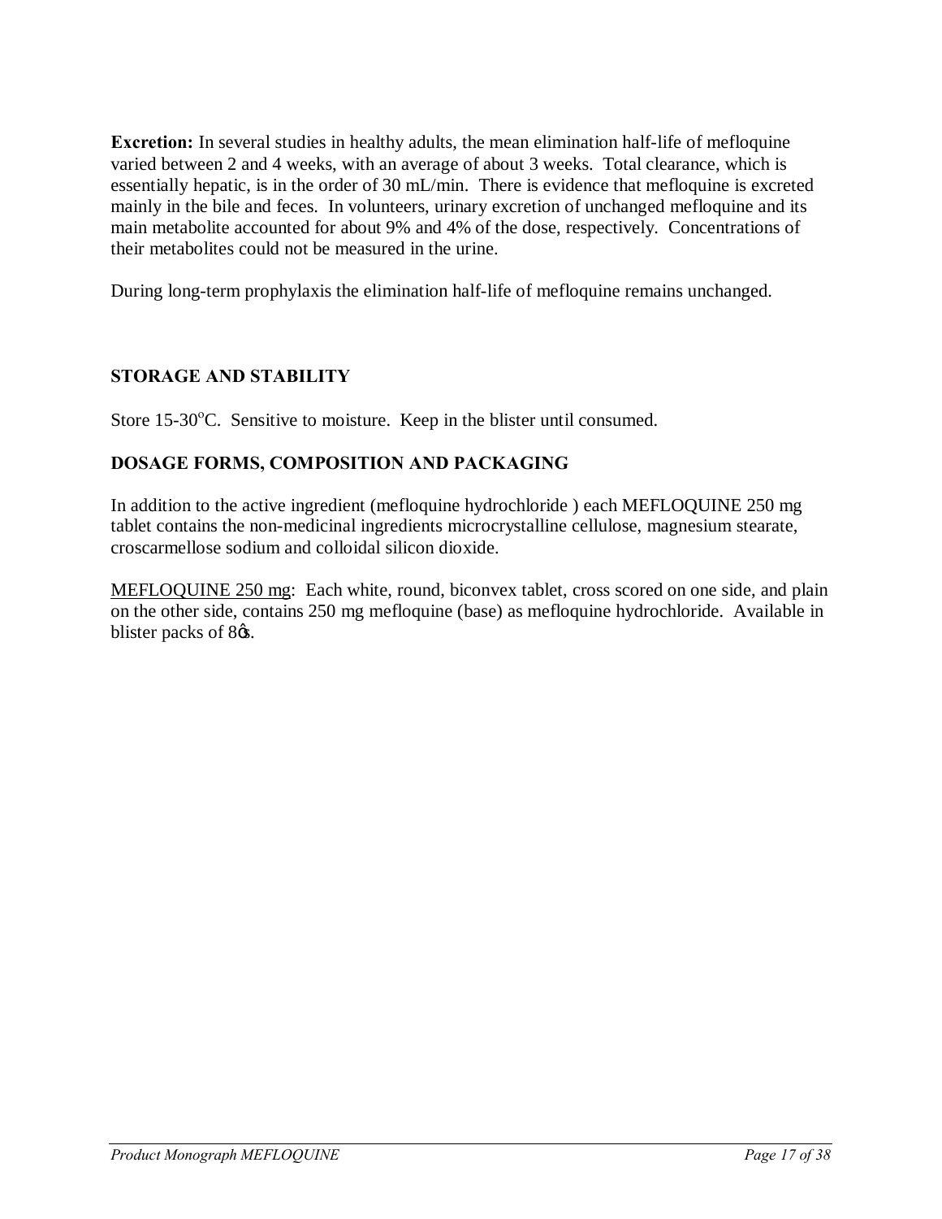**Excretion:** In several studies in healthy adults, the mean elimination half-life of mefloquine varied between 2 and 4 weeks, with an average of about 3 weeks. Total clearance, which is essentially hepatic, is in the order of 30 mL/min. There is evidence that mefloquine is excreted mainly in the bile and feces. In volunteers, urinary excretion of unchanged mefloquine and its main metabolite accounted for about 9% and 4% of the dose, respectively. Concentrations of their metabolites could not be measured in the urine.

During long-term prophylaxis the elimination half-life of mefloquine remains unchanged.

## STORAGE AND STABILITY

Store 15-30°C. Sensitive to moisture. Keep in the blister until consumed.

## DOSAGE FORMS, COMPOSITION AND PACKAGING

In addition to the active ingredient (mefloquine hydrochloride ) each MEFLOQUINE 250 mg tablet contains the non-medicinal ingredients microcrystalline cellulose, magnesium stearate, croscarmellose sodium and colloidal silicon dioxide.

MEFLOQUINE 250 mg: Each white, round, biconvex tablet, cross scored on one side, and plain on the other side, contains 250 mg mefloquine (base) as mefloquine hydrochloride. Available in blister packs of 8's.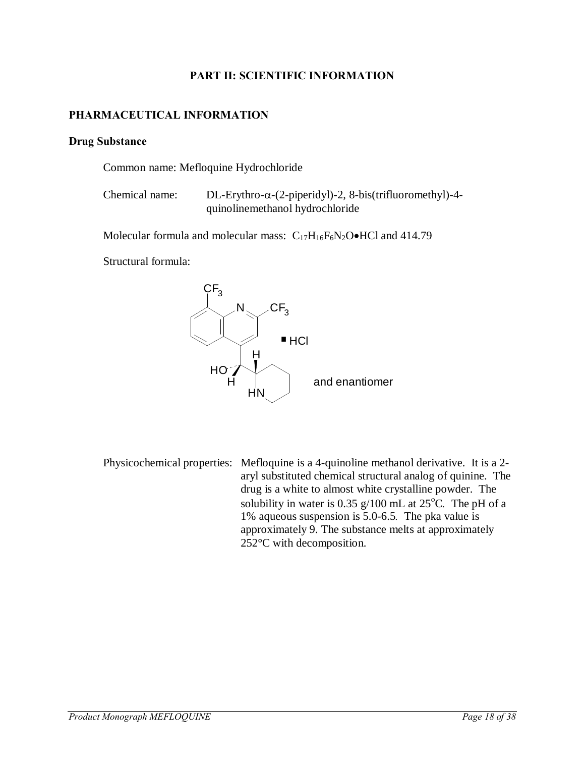## PART II: SCIENTIFIC INFORMATION

### PHARMACEUTICAL INFORMATION

#### Drug Substance

Common name: Mefloquine Hydrochloride

Chemical name: DL-Erythro-α-(2-piperidyl)-2, 8-bis(trifluoromethyl)-4-quinolinemethanol hydrochloride

Molecular formula and molecular mass: $C_{17}H_{16}F_6N_2O \bullet HCl$ and 414.79

Structural formula:

Physicochemical properties: Mefloquine is a 4-quinoline methanol derivative. It is a 2-aryl substituted chemical structural analog of quinine. The drug is a white to almost white crystalline powder. The solubility in water is 0.35 g/100 mL at 25°C. The pH of a 1% aqueous suspension is 5.0-6.5. The pka value is approximately 9. The substance melts at approximately 252°C with decomposition.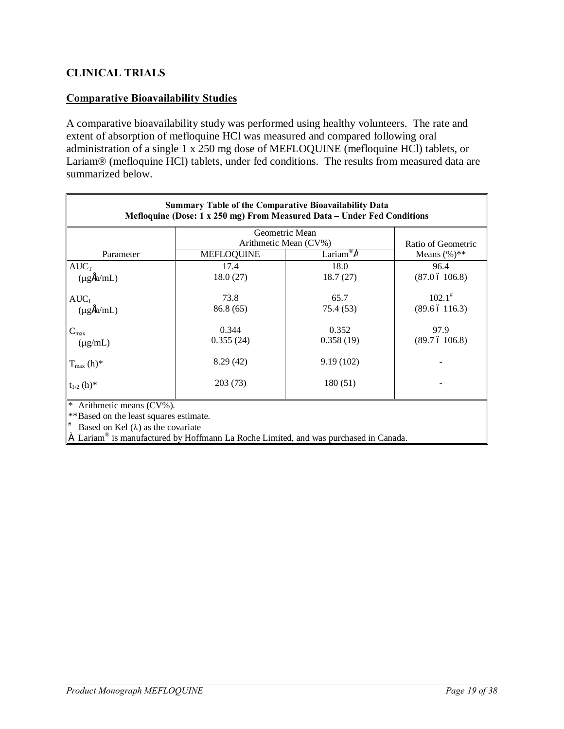## CLINICAL TRIALS

### Comparative Bioavailability Studies

A comparative bioavailability study was performed using healthy volunteers. The rate and extent of absorption of mefloquine HCl was measured and compared following oral administration of a single 1 x 250 mg dose of MEFLOQUINE (mefloquine HCl) tablets, or Lariam® (mefloquine HCl) tablets, under fed conditions. The results from measured data are summarized below.

**Summary Table of the Comparative Bioavailability Data**
**Mefloquine (Dose: 1 x 250 mg) From Measured Data – Under Fed Conditions**

| Parameter | Geometric Mean<br>Arithmetic Mean (CV%) | | Ratio of Geometric Means (%)** |
|---|---|---|---|
| | MEFLOQUINE | Lariam®† | |
| $AUC_T$ (µg·h/mL) | 17.4<br>18.0 (27) | 18.0<br>18.7 (27) | 96.4<br>(87.0 – 106.8) |
| $AUC_I$ (µg·h/mL) | 73.8<br>86.8 (65) | 65.7<br>75.4 (53) | 102.1#<br>(89.6 – 116.3) |
| $C_{max}$ (µg/mL) | 0.344<br>0.355 (24) | 0.352<br>0.358 (19) | 97.9<br>(89.7 – 106.8) |
| $T_{max}$ (h)* | 8.29 (42) | 9.19 (102) | - |
| $t_{1/2}$ (h)* | 203 (73) | 180 (51) | - |

\* Arithmetic means (CV%).
** Based on the least squares estimate.
# Based on Kel ($\lambda$) as the covariate
† Lariam® is manufactured by Hoffmann La Roche Limited, and was purchased in Canada.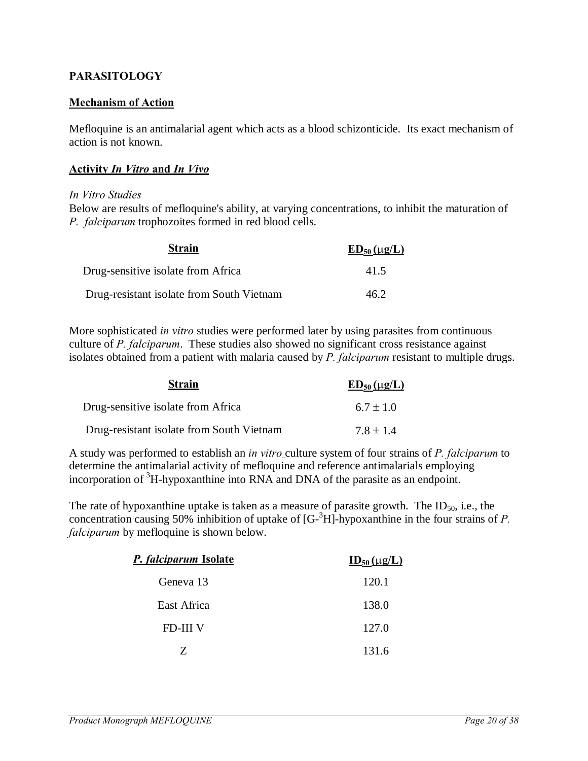## PARASITOLOGY

### Mechanism of Action

Mefloquine is an antimalarial agent which acts as a blood schizonticide. Its exact mechanism of action is not known.

### Activity *In Vitro* and *In Vivo*

*In Vitro Studies*

Below are results of mefloquine's ability, at varying concentrations, to inhibit the maturation of *P. falciparum* trophozoites formed in red blood cells.

| Strain | $ED_{50}$ (μg/L) |
|---|---|
| Drug-sensitive isolate from Africa | 41.5 |
| Drug-resistant isolate from South Vietnam | 46.2 |

More sophisticated *in vitro* studies were performed later by using parasites from continuous culture of *P. falciparum*. These studies also showed no significant cross resistance against isolates obtained from a patient with malaria caused by *P. falciparum* resistant to multiple drugs.

| Strain | $ED_{50}$ (μg/L) |
|---|---|
| Drug-sensitive isolate from Africa | $6.7 \pm 1.0$ |
| Drug-resistant isolate from South Vietnam | $7.8 \pm 1.4$ |

A study was performed to establish an *in vitro* culture system of four strains of *P. falciparum* to determine the antimalarial activity of mefloquine and reference antimalarials employing incorporation of $^{3}$H-hypoxanthine into RNA and DNA of the parasite as an endpoint.

The rate of hypoxanthine uptake is taken as a measure of parasite growth. The $ID_{50}$, i.e., the concentration causing 50% inhibition of uptake of [G-$^{3}$H]-hypoxanthine in the four strains of *P. falciparum* by mefloquine is shown below.

| *P. falciparum* Isolate | $ID_{50}$ (μg/L) |
|---|---|
| Geneva 13 | 120.1 |
| East Africa | 138.0 |
| FD-III V | 127.0 |
| Z | 131.6 |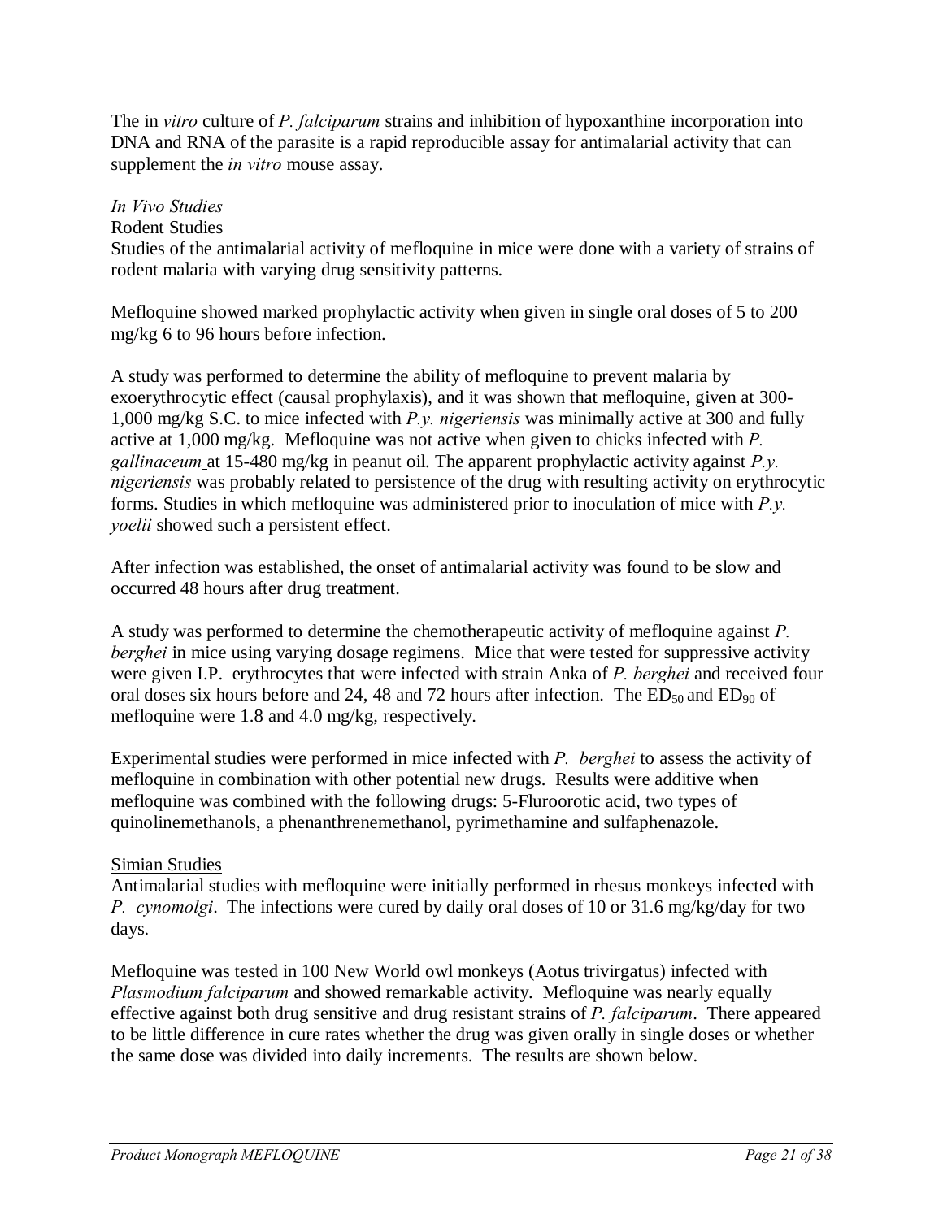The in *vitro* culture of *P. falciparum* strains and inhibition of hypoxanthine incorporation into DNA and RNA of the parasite is a rapid reproducible assay for antimalarial activity that can supplement the *in vitro* mouse assay.

*In Vivo Studies*

Rodent Studies

Studies of the antimalarial activity of mefloquine in mice were done with a variety of strains of rodent malaria with varying drug sensitivity patterns.

Mefloquine showed marked prophylactic activity when given in single oral doses of 5 to 200 mg/kg 6 to 96 hours before infection.

A study was performed to determine the ability of mefloquine to prevent malaria by exoerythrocytic effect (causal prophylaxis), and it was shown that mefloquine, given at 300-1,000 mg/kg S.C. to mice infected with *P.y. nigeriensis* was minimally active at 300 and fully active at 1,000 mg/kg. Mefloquine was not active when given to chicks infected with *P. gallinaceum* at 15-480 mg/kg in peanut oil. The apparent prophylactic activity against *P.y. nigeriensis* was probably related to persistence of the drug with resulting activity on erythrocytic forms. Studies in which mefloquine was administered prior to inoculation of mice with *P.y. yoelii* showed such a persistent effect.

After infection was established, the onset of antimalarial activity was found to be slow and occurred 48 hours after drug treatment.

A study was performed to determine the chemotherapeutic activity of mefloquine against *P. berghei* in mice using varying dosage regimens. Mice that were tested for suppressive activity were given I.P. erythrocytes that were infected with strain Anka of *P. berghei* and received four oral doses six hours before and 24, 48 and 72 hours after infection. The $ED_{50}$ and $ED_{90}$ of mefloquine were 1.8 and 4.0 mg/kg, respectively.

Experimental studies were performed in mice infected with *P. berghei* to assess the activity of mefloquine in combination with other potential new drugs. Results were additive when mefloquine was combined with the following drugs: 5-Fluroorotic acid, two types of quinolinemethanols, a phenanthrenemethanol, pyrimethamine and sulfaphenazole.

Simian Studies

Antimalarial studies with mefloquine were initially performed in rhesus monkeys infected with *P. cynomolgi*. The infections were cured by daily oral doses of 10 or 31.6 mg/kg/day for two days.

Mefloquine was tested in 100 New World owl monkeys (Aotus trivirgatus) infected with *Plasmodium falciparum* and showed remarkable activity. Mefloquine was nearly equally effective against both drug sensitive and drug resistant strains of *P. falciparum*. There appeared to be little difference in cure rates whether the drug was given orally in single doses or whether the same dose was divided into daily increments. The results are shown below.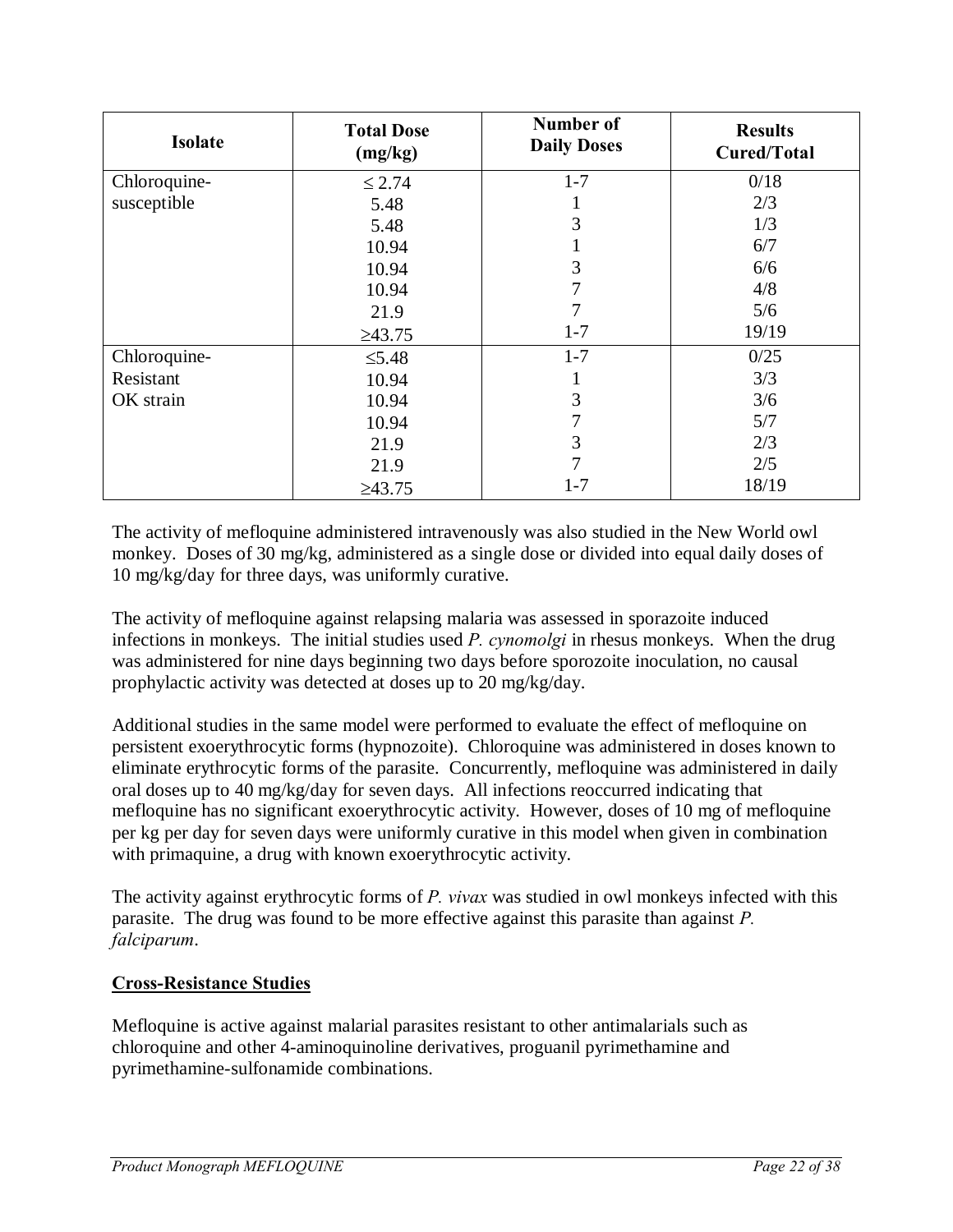| Isolate | Total Dose (mg/kg) | Number of Daily Doses | Results Cured/Total |
|---|---|---|---|
| Chloroquine-susceptible | ≤ 2.74 | 1-7 | 0/18 |
| | 5.48 | 1 | 2/3 |
| | 5.48 | 3 | 1/3 |
| | 10.94 | 1 | 6/7 |
| | 10.94 | 3 | 6/6 |
| | 10.94 | 7 | 4/8 |
| | 21.9 | 7 | 5/6 |
| | ≥43.75 | 1-7 | 19/19 |
| Chloroquine-Resistant OK strain | ≤5.48 | 1-7 | 0/25 |
| | 10.94 | 1 | 3/3 |
| | 10.94 | 3 | 3/6 |
| | 10.94 | 7 | 5/7 |
| | 21.9 | 3 | 2/3 |
| | 21.9 | 7 | 2/5 |
| | ≥43.75 | 1-7 | 18/19 |

The activity of mefloquine administered intravenously was also studied in the New World owl monkey. Doses of 30 mg/kg, administered as a single dose or divided into equal daily doses of 10 mg/kg/day for three days, was uniformly curative.

The activity of mefloquine against relapsing malaria was assessed in sporazoite induced infections in monkeys. The initial studies used *P. cynomolgi* in rhesus monkeys. When the drug was administered for nine days beginning two days before sporozoite inoculation, no causal prophylactic activity was detected at doses up to 20 mg/kg/day.

Additional studies in the same model were performed to evaluate the effect of mefloquine on persistent exoerythrocytic forms (hypnozoite). Chloroquine was administered in doses known to eliminate erythrocytic forms of the parasite. Concurrently, mefloquine was administered in daily oral doses up to 40 mg/kg/day for seven days. All infections reoccurred indicating that mefloquine has no significant exoerythrocytic activity. However, doses of 10 mg of mefloquine per kg per day for seven days were uniformly curative in this model when given in combination with primaquine, a drug with known exoerythrocytic activity.

The activity against erythrocytic forms of *P. vivax* was studied in owl monkeys infected with this parasite. The drug was found to be more effective against this parasite than against *P. falciparum*.

**Cross-Resistance Studies**

Mefloquine is active against malarial parasites resistant to other antimalarials such as chloroquine and other 4-aminoquinoline derivatives, proguanil pyrimethamine and pyrimethamine-sulfonamide combinations.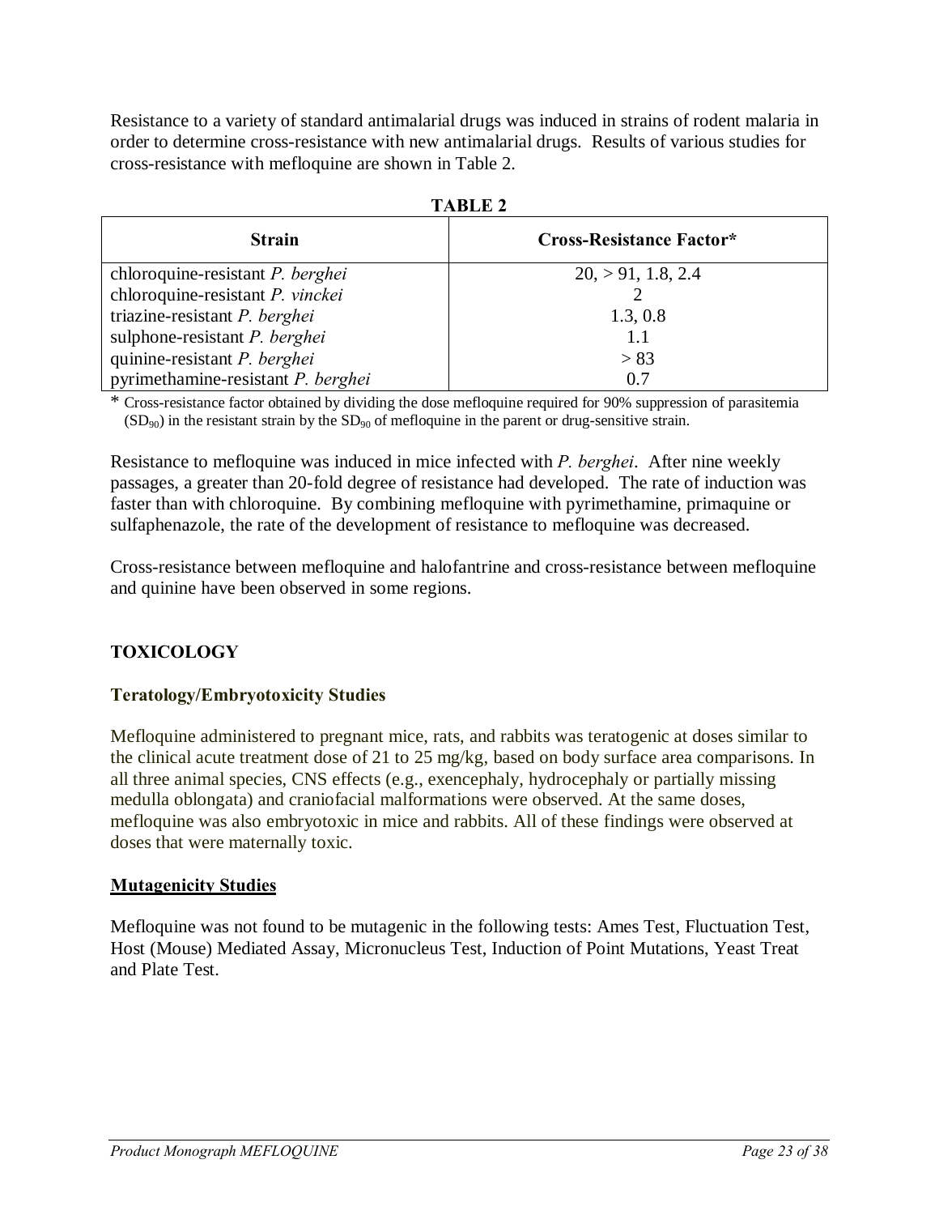Resistance to a variety of standard antimalarial drugs was induced in strains of rodent malaria in order to determine cross-resistance with new antimalarial drugs. Results of various studies for cross-resistance with mefloquine are shown in Table 2.

**TABLE 2**

| Strain | Cross-Resistance Factor* |
| --- | --- |
| chloroquine-resistant *P. berghei* | 20, > 91, 1.8, 2.4 |
| chloroquine-resistant *P. vinckei* | 2 |
| triazine-resistant *P. berghei* | 1.3, 0.8 |
| sulphone-resistant *P. berghei* | 1.1 |
| quinine-resistant *P. berghei* | > 83 |
| pyrimethamine-resistant *P. berghei* | 0.7 |

\* Cross-resistance factor obtained by dividing the dose mefloquine required for 90% suppression of parasitemia ($SD_{90}$) in the resistant strain by the $SD_{90}$ of mefloquine in the parent or drug-sensitive strain.

Resistance to mefloquine was induced in mice infected with *P. berghei*. After nine weekly passages, a greater than 20-fold degree of resistance had developed. The rate of induction was faster than with chloroquine. By combining mefloquine with pyrimethamine, primaquine or sulfaphenazole, the rate of the development of resistance to mefloquine was decreased.

Cross-resistance between mefloquine and halofantrine and cross-resistance between mefloquine and quinine have been observed in some regions.

## TOXICOLOGY

### Teratology/Embryotoxicity Studies

Mefloquine administered to pregnant mice, rats, and rabbits was teratogenic at doses similar to the clinical acute treatment dose of 21 to 25 mg/kg, based on body surface area comparisons. In all three animal species, CNS effects (e.g., exencephaly, hydrocephaly or partially missing medulla oblongata) and craniofacial malformations were observed. At the same doses, mefloquine was also embryotoxic in mice and rabbits. All of these findings were observed at doses that were maternally toxic.

### Mutagenicity Studies

Mefloquine was not found to be mutagenic in the following tests: Ames Test, Fluctuation Test, Host (Mouse) Mediated Assay, Micronucleus Test, Induction of Point Mutations, Yeast Treat and Plate Test.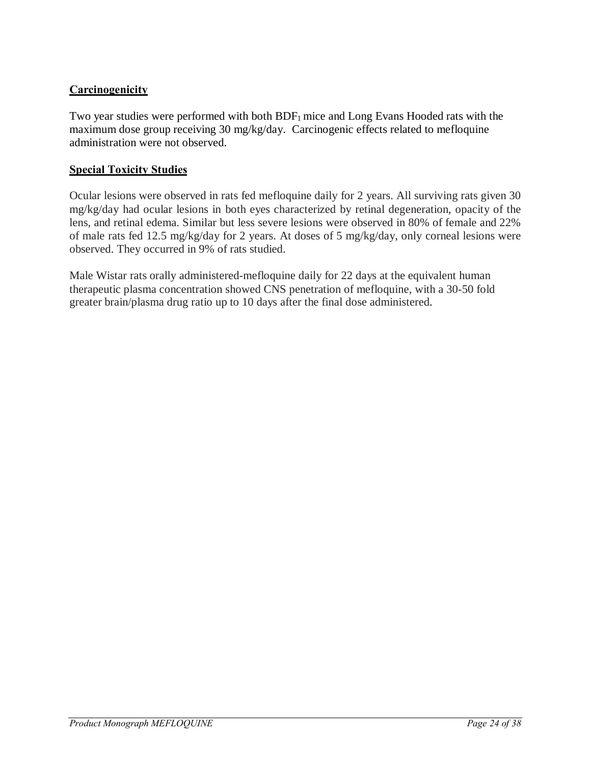**Carcinogenicity**

Two year studies were performed with both $BDF_1$ mice and Long Evans Hooded rats with the maximum dose group receiving 30 mg/kg/day. Carcinogenic effects related to mefloquine administration were not observed.

**Special Toxicity Studies**

Ocular lesions were observed in rats fed mefloquine daily for 2 years. All surviving rats given 30 mg/kg/day had ocular lesions in both eyes characterized by retinal degeneration, opacity of the lens, and retinal edema. Similar but less severe lesions were observed in 80% of female and 22% of male rats fed 12.5 mg/kg/day for 2 years. At doses of 5 mg/kg/day, only corneal lesions were observed. They occurred in 9% of rats studied.

Male Wistar rats orally administered-mefloquine daily for 22 days at the equivalent human therapeutic plasma concentration showed CNS penetration of mefloquine, with a 30-50 fold greater brain/plasma drug ratio up to 10 days after the final dose administered.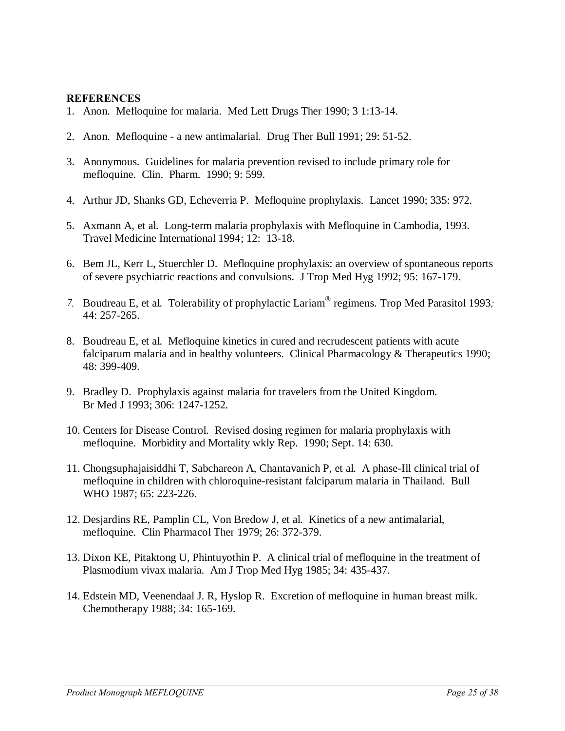**REFERENCES**

1. Anon. Mefloquine for malaria. Med Lett Drugs Ther 1990; 3 1:13-14.

2. Anon. Mefloquine - a new antimalarial. Drug Ther Bull 1991; 29: 51-52.

3. Anonymous. Guidelines for malaria prevention revised to include primary role for mefloquine. Clin. Pharm. 1990; 9: 599.

4. Arthur JD, Shanks GD, Echeverria P. Mefloquine prophylaxis. Lancet 1990; 335: 972.

5. Axmann A, et al. Long-term malaria prophylaxis with Mefloquine in Cambodia, 1993. Travel Medicine International 1994; 12: 13-18.

6. Bem JL, Kerr L, Stuerchler D. Mefloquine prophylaxis: an overview of spontaneous reports of severe psychiatric reactions and convulsions. J Trop Med Hyg 1992; 95: 167-179.

7. Boudreau E, et al. Tolerability of prophylactic Lariam® regimens. Trop Med Parasitol 1993; 44: 257-265.

8. Boudreau E, et al. Mefloquine kinetics in cured and recrudescent patients with acute falciparum malaria and in healthy volunteers. Clinical Pharmacology & Therapeutics 1990; 48: 399-409.

9. Bradley D. Prophylaxis against malaria for travelers from the United Kingdom. Br Med J 1993; 306: 1247-1252.

10. Centers for Disease Control. Revised dosing regimen for malaria prophylaxis with mefloquine. Morbidity and Mortality wkly Rep. 1990; Sept. 14: 630.

11. Chongsuphajaisiddhi T, Sabchareon A, Chantavanich P, et al. A phase-Ill clinical trial of mefloquine in children with chloroquine-resistant falciparum malaria in Thailand. Bull WHO 1987; 65: 223-226.

12. Desjardins RE, Pamplin CL, Von Bredow J, et al. Kinetics of a new antimalarial, mefloquine. Clin Pharmacol Ther 1979; 26: 372-379.

13. Dixon KE, Pitaktong U, Phintuyothin P. A clinical trial of mefloquine in the treatment of Plasmodium vivax malaria. Am J Trop Med Hyg 1985; 34: 435-437.

14. Edstein MD, Veenendaal J. R, Hyslop R. Excretion of mefloquine in human breast milk. Chemotherapy 1988; 34: 165-169.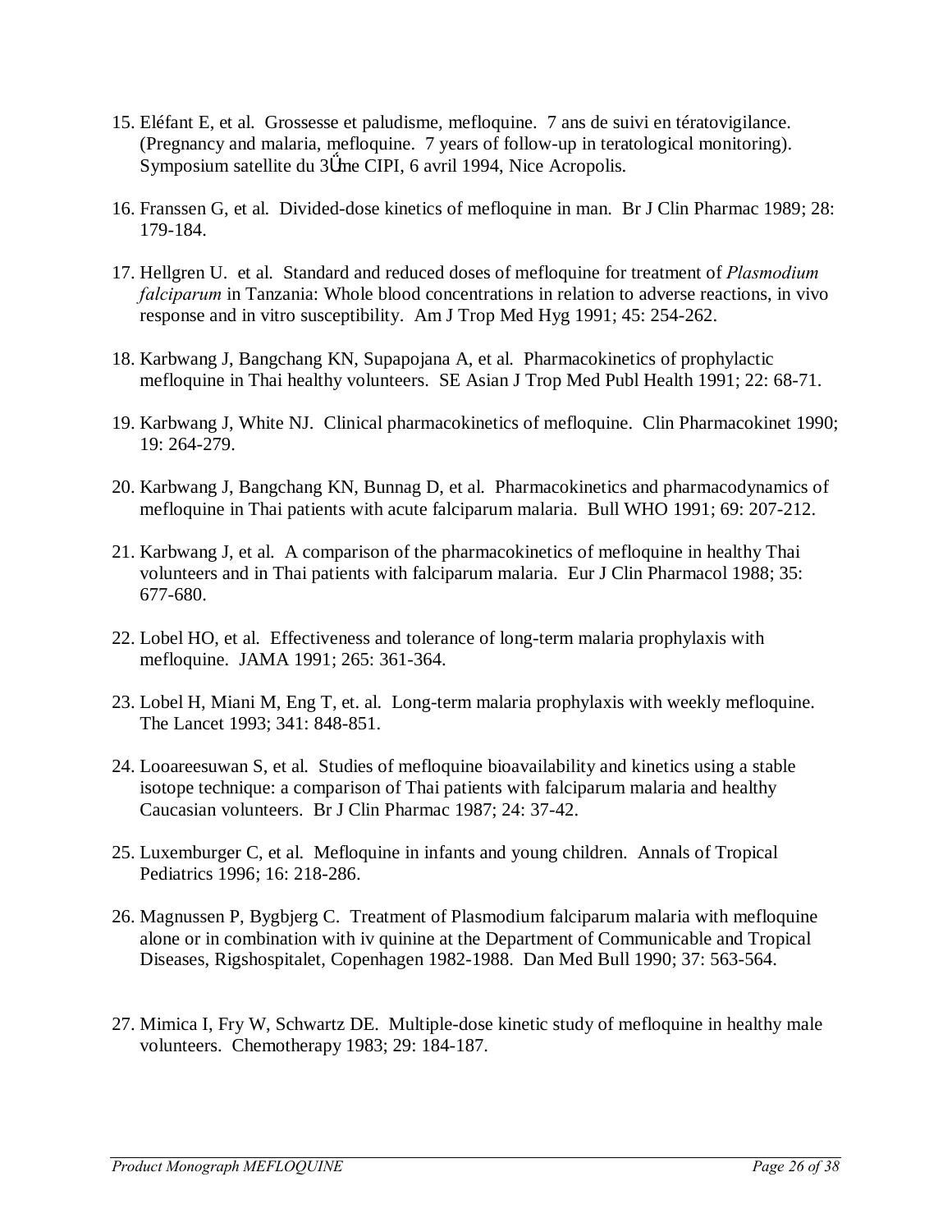15. Eléfant E, et al. Grossesse et paludisme, mefloquine. 7 ans de suivi en tératovigilance. (Pregnancy and malaria, mefloquine. 7 years of follow-up in teratological monitoring). Symposium satellite du 3Ǘme CIPI, 6 avril 1994, Nice Acropolis.

16. Franssen G, et al. Divided-dose kinetics of mefloquine in man. Br J Clin Pharmac 1989; 28: 179-184.

17. Hellgren U. et al. Standard and reduced doses of mefloquine for treatment of *Plasmodium falciparum* in Tanzania: Whole blood concentrations in relation to adverse reactions, in vivo response and in vitro susceptibility. Am J Trop Med Hyg 1991; 45: 254-262.

18. Karbwang J, Bangchang KN, Supapojana A, et al. Pharmacokinetics of prophylactic mefloquine in Thai healthy volunteers. SE Asian J Trop Med Publ Health 1991; 22: 68-71.

19. Karbwang J, White NJ. Clinical pharmacokinetics of mefloquine. Clin Pharmacokinet 1990; 19: 264-279.

20. Karbwang J, Bangchang KN, Bunnag D, et al. Pharmacokinetics and pharmacodynamics of mefloquine in Thai patients with acute falciparum malaria. Bull WHO 1991; 69: 207-212.

21. Karbwang J, et al. A comparison of the pharmacokinetics of mefloquine in healthy Thai volunteers and in Thai patients with falciparum malaria. Eur J Clin Pharmacol 1988; 35: 677-680.

22. Lobel HO, et al. Effectiveness and tolerance of long-term malaria prophylaxis with mefloquine. JAMA 1991; 265: 361-364.

23. Lobel H, Miani M, Eng T, et. al. Long-term malaria prophylaxis with weekly mefloquine. The Lancet 1993; 341: 848-851.

24. Looareesuwan S, et al. Studies of mefloquine bioavailability and kinetics using a stable isotope technique: a comparison of Thai patients with falciparum malaria and healthy Caucasian volunteers. Br J Clin Pharmac 1987; 24: 37-42.

25. Luxemburger C, et al. Mefloquine in infants and young children. Annals of Tropical Pediatrics 1996; 16: 218-286.

26. Magnussen P, Bygbjerg C. Treatment of Plasmodium falciparum malaria with mefloquine alone or in combination with iv quinine at the Department of Communicable and Tropical Diseases, Rigshospitalet, Copenhagen 1982-1988. Dan Med Bull 1990; 37: 563-564.

27. Mimica I, Fry W, Schwartz DE. Multiple-dose kinetic study of mefloquine in healthy male volunteers. Chemotherapy 1983; 29: 184-187.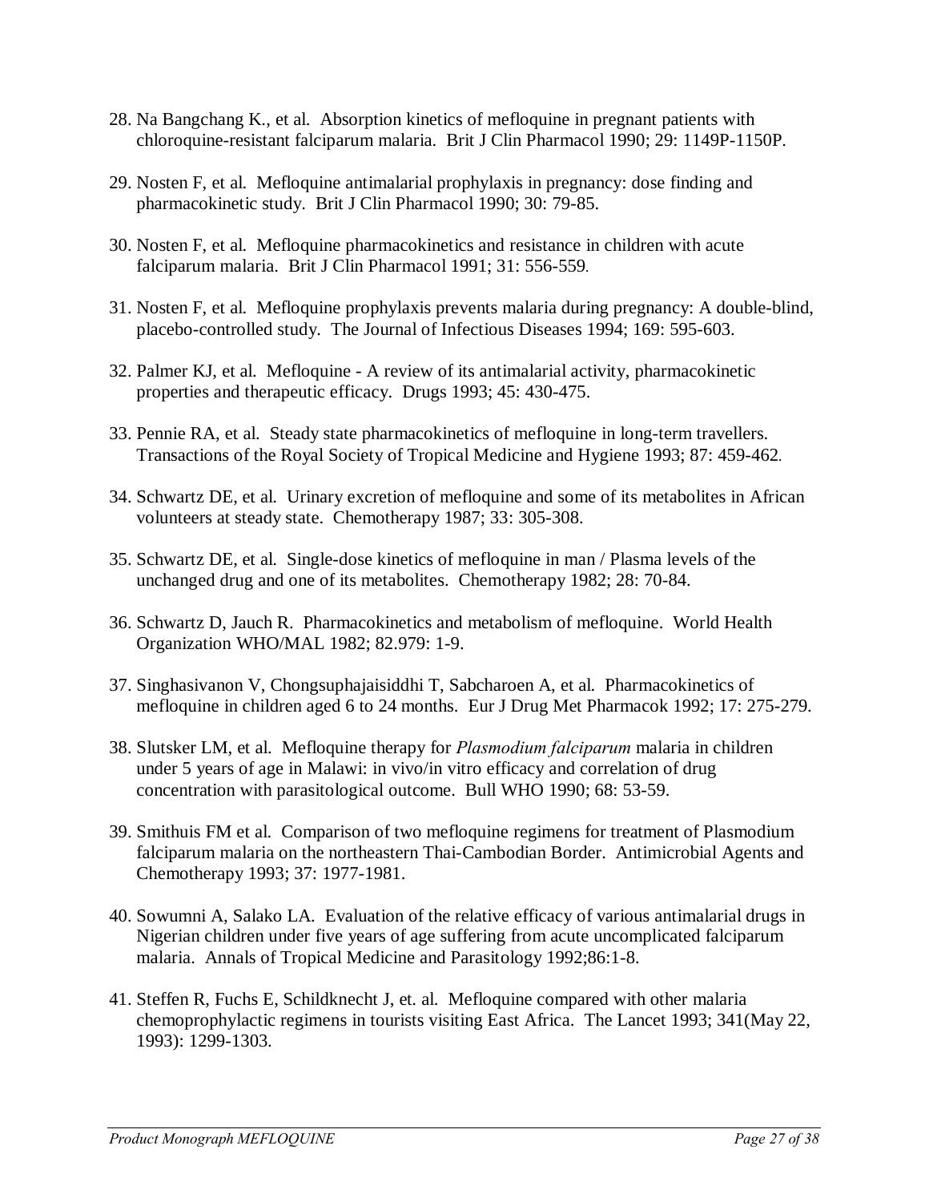28. Na Bangchang K., et al. Absorption kinetics of mefloquine in pregnant patients with chloroquine-resistant falciparum malaria. Brit J Clin Pharmacol 1990; 29: 1149P-1150P.

29. Nosten F, et al. Mefloquine antimalarial prophylaxis in pregnancy: dose finding and pharmacokinetic study. Brit J Clin Pharmacol 1990; 30: 79-85.

30. Nosten F, et al. Mefloquine pharmacokinetics and resistance in children with acute falciparum malaria. Brit J Clin Pharmacol 1991; 31: 556-559.

31. Nosten F, et al. Mefloquine prophylaxis prevents malaria during pregnancy: A double-blind, placebo-controlled study. The Journal of Infectious Diseases 1994; 169: 595-603.

32. Palmer KJ, et al. Mefloquine - A review of its antimalarial activity, pharmacokinetic properties and therapeutic efficacy. Drugs 1993; 45: 430-475.

33. Pennie RA, et al. Steady state pharmacokinetics of mefloquine in long-term travellers. Transactions of the Royal Society of Tropical Medicine and Hygiene 1993; 87: 459-462.

34. Schwartz DE, et al. Urinary excretion of mefloquine and some of its metabolites in African volunteers at steady state. Chemotherapy 1987; 33: 305-308.

35. Schwartz DE, et al. Single-dose kinetics of mefloquine in man / Plasma levels of the unchanged drug and one of its metabolites. Chemotherapy 1982; 28: 70-84.

36. Schwartz D, Jauch R. Pharmacokinetics and metabolism of mefloquine. World Health Organization WHO/MAL 1982; 82.979: 1-9.

37. Singhasivanon V, Chongsuphajaisiddhi T, Sabcharoen A, et al. Pharmacokinetics of mefloquine in children aged 6 to 24 months. Eur J Drug Met Pharmacok 1992; 17: 275-279.

38. Slutsker LM, et al. Mefloquine therapy for *Plasmodium falciparum* malaria in children under 5 years of age in Malawi: in vivo/in vitro efficacy and correlation of drug concentration with parasitological outcome. Bull WHO 1990; 68: 53-59.

39. Smithuis FM et al. Comparison of two mefloquine regimens for treatment of Plasmodium falciparum malaria on the northeastern Thai-Cambodian Border. Antimicrobial Agents and Chemotherapy 1993; 37: 1977-1981.

40. Sowumni A, Salako LA. Evaluation of the relative efficacy of various antimalarial drugs in Nigerian children under five years of age suffering from acute uncomplicated falciparum malaria. Annals of Tropical Medicine and Parasitology 1992;86:1-8.

41. Steffen R, Fuchs E, Schildknecht J, et. al. Mefloquine compared with other malaria chemoprophylactic regimens in tourists visiting East Africa. The Lancet 1993; 341(May 22, 1993): 1299-1303.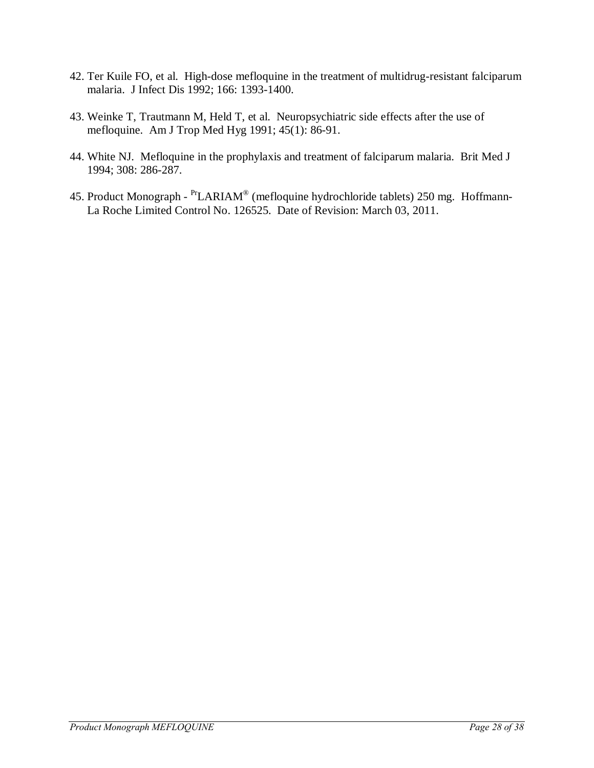42. Ter Kuile FO, et al. High-dose mefloquine in the treatment of multidrug-resistant falciparum malaria. J Infect Dis 1992; 166: 1393-1400.

43. Weinke T, Trautmann M, Held T, et al. Neuropsychiatric side effects after the use of mefloquine. Am J Trop Med Hyg 1991; 45(1): 86-91.

44. White NJ. Mefloquine in the prophylaxis and treatment of falciparum malaria. Brit Med J 1994; 308: 286-287.

45. Product Monograph - [Pr]LARIAM® (mefloquine hydrochloride tablets) 250 mg. Hoffmann-La Roche Limited Control No. 126525. Date of Revision: March 03, 2011.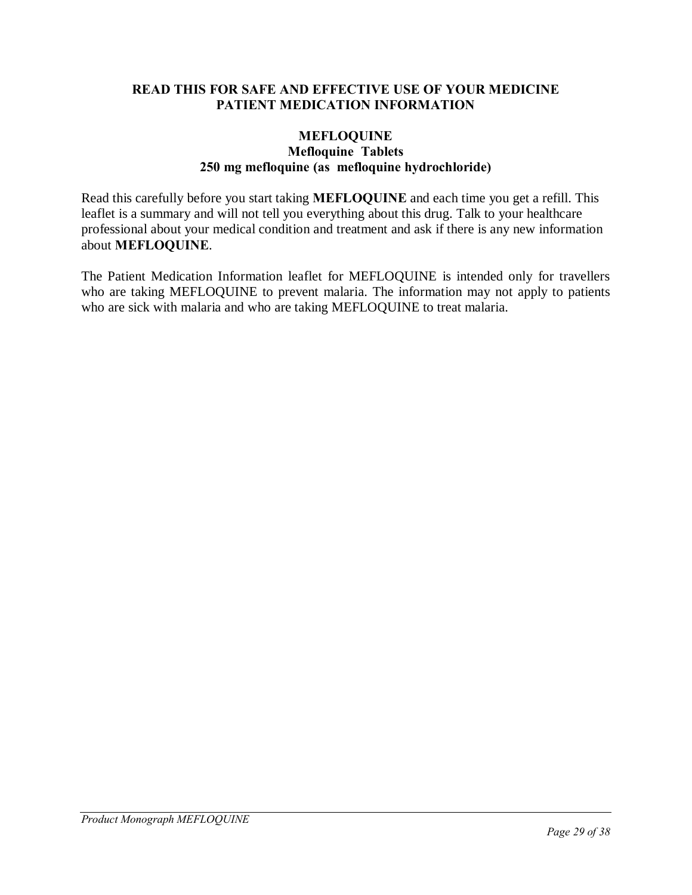**READ THIS FOR SAFE AND EFFECTIVE USE OF YOUR MEDICINE**
**PATIENT MEDICATION INFORMATION**

**MEFLOQUINE**
**Mefloquine Tablets**
**250 mg mefloquine (as mefloquine hydrochloride)**

Read this carefully before you start taking **MEFLOQUINE** and each time you get a refill. This leaflet is a summary and will not tell you everything about this drug. Talk to your healthcare professional about your medical condition and treatment and ask if there is any new information about **MEFLOQUINE**.

The Patient Medication Information leaflet for MEFLOQUINE is intended only for travellers who are taking MEFLOQUINE to prevent malaria. The information may not apply to patients who are sick with malaria and who are taking MEFLOQUINE to treat malaria.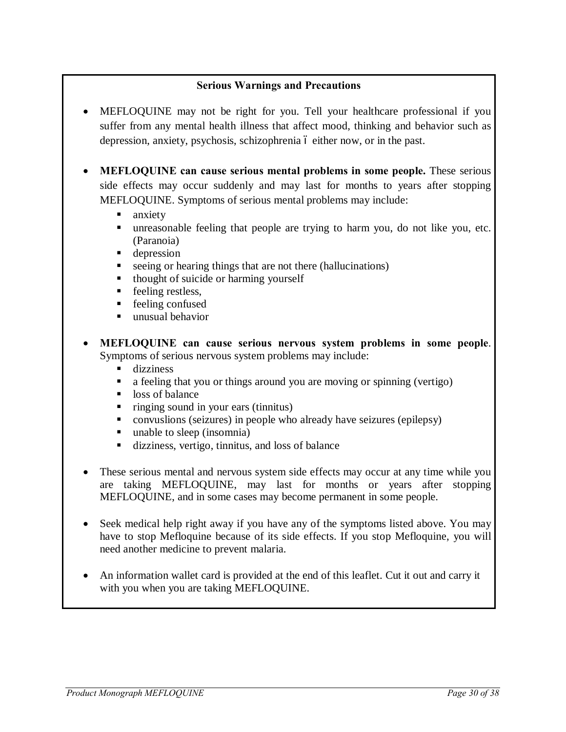### Serious Warnings and Precautions

- MEFLOQUINE may not be right for you. Tell your healthcare professional if you suffer from any mental health illness that affect mood, thinking and behavior such as depression, anxiety, psychosis, schizophrenia ó either now, or in the past.

- **MEFLOQUINE can cause serious mental problems in some people.** These serious side effects may occur suddenly and may last for months to years after stopping MEFLOQUINE. Symptoms of serious mental problems may include:
  - anxiety
  - unreasonable feeling that people are trying to harm you, do not like you, etc. (Paranoia)
  - depression
  - seeing or hearing things that are not there (hallucinations)
  - thought of suicide or harming yourself
  - feeling restless,
  - feeling confused
  - unusual behavior

- **MEFLOQUINE can cause serious nervous system problems in some people**. Symptoms of serious nervous system problems may include:
  - dizziness
  - a feeling that you or things around you are moving or spinning (vertigo)
  - loss of balance
  - ringing sound in your ears (tinnitus)
  - convuslions (seizures) in people who already have seizures (epilepsy)
  - unable to sleep (insomnia)
  - dizziness, vertigo, tinnitus, and loss of balance

- These serious mental and nervous system side effects may occur at any time while you are taking MEFLOQUINE, may last for months or years after stopping MEFLOQUINE, and in some cases may become permanent in some people.

- Seek medical help right away if you have any of the symptoms listed above. You may have to stop Mefloquine because of its side effects. If you stop Mefloquine, you will need another medicine to prevent malaria.

- An information wallet card is provided at the end of this leaflet. Cut it out and carry it with you when you are taking MEFLOQUINE.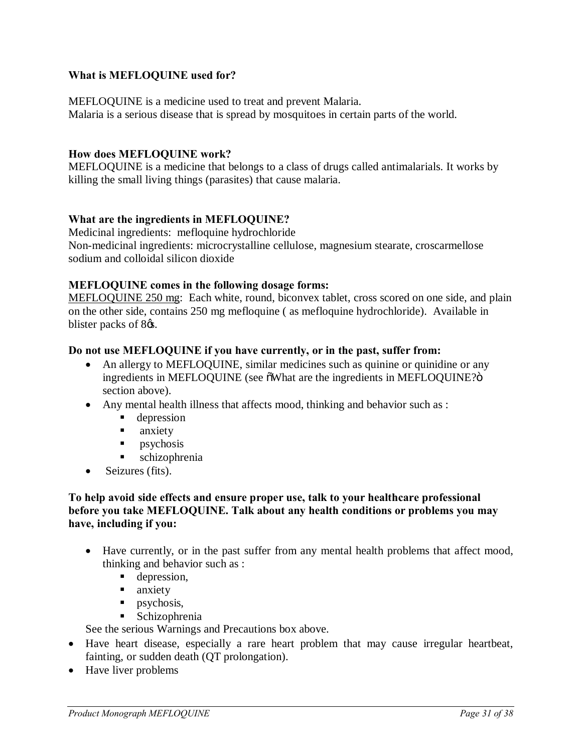**What is MEFLOQUINE used for?**

MEFLOQUINE is a medicine used to treat and prevent Malaria.
Malaria is a serious disease that is spread by mosquitoes in certain parts of the world.

**How does MEFLOQUINE work?**
MEFLOQUINE is a medicine that belongs to a class of drugs called antimalarials. It works by killing the small living things (parasites) that cause malaria.

**What are the ingredients in MEFLOQUINE?**
Medicinal ingredients: mefloquine hydrochloride
Non-medicinal ingredients: microcrystalline cellulose, magnesium stearate, croscarmellose sodium and colloidal silicon dioxide

**MEFLOQUINE comes in the following dosage forms:**
MEFLOQUINE 250 mg: Each white, round, biconvex tablet, cross scored on one side, and plain on the other side, contains 250 mg mefloquine ( as mefloquine hydrochloride). Available in blister packs of 8's.

**Do not use MEFLOQUINE if you have currently, or in the past, suffer from:**

- An allergy to MEFLOQUINE, similar medicines such as quinine or quinidine or any ingredients in MEFLOQUINE (see "What are the ingredients in MEFLOQUINE?" section above).
- Any mental health illness that affects mood, thinking and behavior such as :
  - depression
  - anxiety
  - psychosis
  - schizophrenia
- Seizures (fits).

**To help avoid side effects and ensure proper use, talk to your healthcare professional before you take MEFLOQUINE. Talk about any health conditions or problems you may have, including if you:**

- Have currently, or in the past suffer from any mental health problems that affect mood, thinking and behavior such as :
  - depression,
  - anxiety
  - psychosis,
  - Schizophrenia

  See the serious Warnings and Precautions box above.
- Have heart disease, especially a rare heart problem that may cause irregular heartbeat, fainting, or sudden death (QT prolongation).
- Have liver problems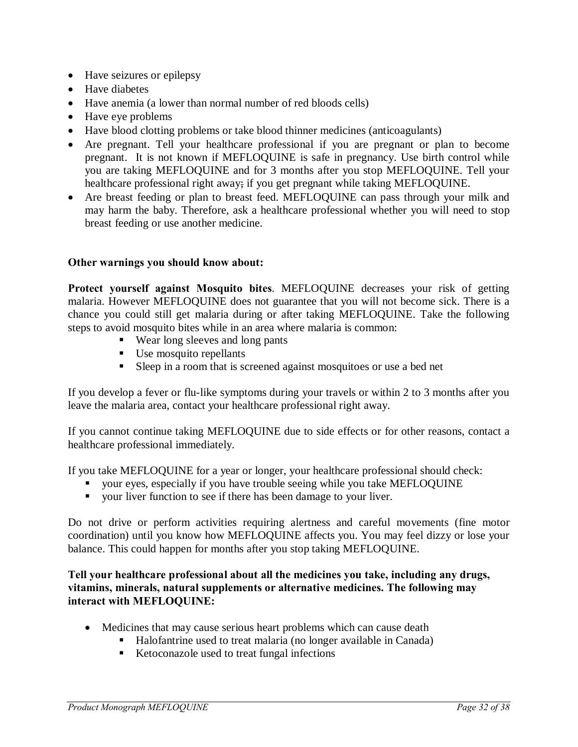- Have seizures or epilepsy
- Have diabetes
- Have anemia (a lower than normal number of red bloods cells)
- Have eye problems
- Have blood clotting problems or take blood thinner medicines (anticoagulants)
- Are pregnant. Tell your healthcare professional if you are pregnant or plan to become pregnant. It is not known if MEFLOQUINE is safe in pregnancy. Use birth control while you are taking MEFLOQUINE and for 3 months after you stop MEFLOQUINE. Tell your healthcare professional right away; if you get pregnant while taking MEFLOQUINE.
- Are breast feeding or plan to breast feed. MEFLOQUINE can pass through your milk and may harm the baby. Therefore, ask a healthcare professional whether you will need to stop breast feeding or use another medicine.

**Other warnings you should know about:**

**Protect yourself against Mosquito bites**. MEFLOQUINE decreases your risk of getting malaria. However MEFLOQUINE does not guarantee that you will not become sick. There is a chance you could still get malaria during or after taking MEFLOQUINE. Take the following steps to avoid mosquito bites while in an area where malaria is common:

- Wear long sleeves and long pants
- Use mosquito repellants
- Sleep in a room that is screened against mosquitoes or use a bed net

If you develop a fever or flu-like symptoms during your travels or within 2 to 3 months after you leave the malaria area, contact your healthcare professional right away.

If you cannot continue taking MEFLOQUINE due to side effects or for other reasons, contact a healthcare professional immediately.

If you take MEFLOQUINE for a year or longer, your healthcare professional should check:

- your eyes, especially if you have trouble seeing while you take MEFLOQUINE
- your liver function to see if there has been damage to your liver.

Do not drive or perform activities requiring alertness and careful movements (fine motor coordination) until you know how MEFLOQUINE affects you. You may feel dizzy or lose your balance. This could happen for months after you stop taking MEFLOQUINE.

**Tell your healthcare professional about all the medicines you take, including any drugs, vitamins, minerals, natural supplements or alternative medicines. The following may interact with MEFLOQUINE:**

- Medicines that may cause serious heart problems which can cause death
  - Halofantrine used to treat malaria (no longer available in Canada)
  - Ketoconazole used to treat fungal infections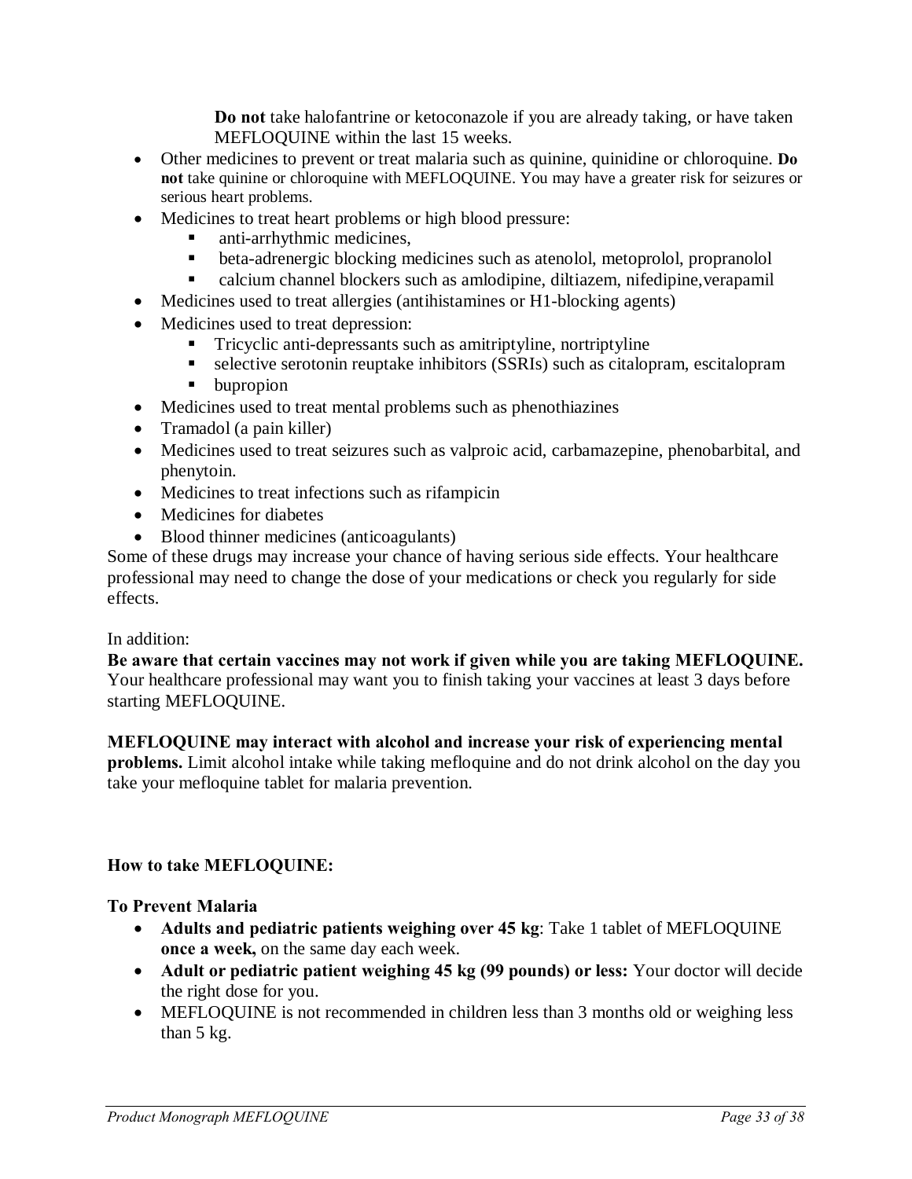**Do not** take halofantrine or ketoconazole if you are already taking, or have taken MEFLOQUINE within the last 15 weeks.

- Other medicines to prevent or treat malaria such as quinine, quinidine or chloroquine. **Do not** take quinine or chloroquine with MEFLOQUINE. You may have a greater risk for seizures or serious heart problems.
- Medicines to treat heart problems or high blood pressure:
    - anti-arrhythmic medicines,
    - beta-adrenergic blocking medicines such as atenolol, metoprolol, propranolol
    - calcium channel blockers such as amlodipine, diltiazem, nifedipine,verapamil
- Medicines used to treat allergies (antihistamines or H1-blocking agents)
- Medicines used to treat depression:
    - Tricyclic anti-depressants such as amitriptyline, nortriptyline
    - selective serotonin reuptake inhibitors (SSRIs) such as citalopram, escitalopram
    - bupropion
- Medicines used to treat mental problems such as phenothiazines
- Tramadol (a pain killer)
- Medicines used to treat seizures such as valproic acid, carbamazepine, phenobarbital, and phenytoin.
- Medicines to treat infections such as rifampicin
- Medicines for diabetes
- Blood thinner medicines (anticoagulants)

Some of these drugs may increase your chance of having serious side effects. Your healthcare professional may need to change the dose of your medications or check you regularly for side effects.

In addition:

**Be aware that certain vaccines may not work if given while you are taking MEFLOQUINE.** Your healthcare professional may want you to finish taking your vaccines at least 3 days before starting MEFLOQUINE.

**MEFLOQUINE may interact with alcohol and increase your risk of experiencing mental problems.** Limit alcohol intake while taking mefloquine and do not drink alcohol on the day you take your mefloquine tablet for malaria prevention.

**How to take MEFLOQUINE:**

**To Prevent Malaria**

- **Adults and pediatric patients weighing over 45 kg**: Take 1 tablet of MEFLOQUINE **once a week,** on the same day each week.
- **Adult or pediatric patient weighing 45 kg (99 pounds) or less:** Your doctor will decide the right dose for you.
- MEFLOQUINE is not recommended in children less than 3 months old or weighing less than 5 kg.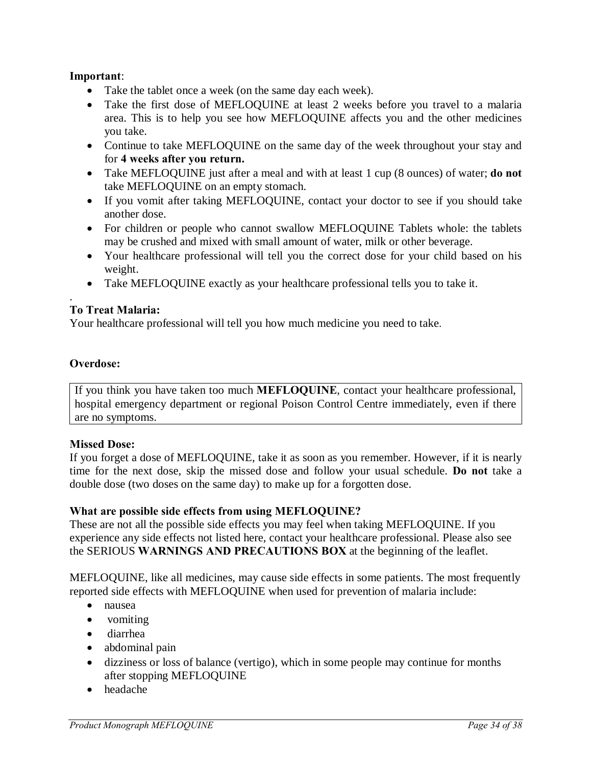**Important**:

- Take the tablet once a week (on the same day each week).
- Take the first dose of MEFLOQUINE at least 2 weeks before you travel to a malaria area. This is to help you see how MEFLOQUINE affects you and the other medicines you take.
- Continue to take MEFLOQUINE on the same day of the week throughout your stay and for **4 weeks after you return.**
- Take MEFLOQUINE just after a meal and with at least 1 cup (8 ounces) of water; **do not** take MEFLOQUINE on an empty stomach.
- If you vomit after taking MEFLOQUINE, contact your doctor to see if you should take another dose.
- For children or people who cannot swallow MEFLOQUINE Tablets whole: the tablets may be crushed and mixed with small amount of water, milk or other beverage.
- Your healthcare professional will tell you the correct dose for your child based on his weight.
- Take MEFLOQUINE exactly as your healthcare professional tells you to take it.

.

**To Treat Malaria:**

Your healthcare professional will tell you how much medicine you need to take.

**Overdose:**

| If you think you have taken too much **MEFLOQUINE**, contact your healthcare professional, hospital emergency department or regional Poison Control Centre immediately, even if there are no symptoms. |
|---|

**Missed Dose:**

If you forget a dose of MEFLOQUINE, take it as soon as you remember. However, if it is nearly time for the next dose, skip the missed dose and follow your usual schedule. **Do not** take a double dose (two doses on the same day) to make up for a forgotten dose.

**What are possible side effects from using MEFLOQUINE?**

These are not all the possible side effects you may feel when taking MEFLOQUINE. If you experience any side effects not listed here, contact your healthcare professional. Please also see the SERIOUS **WARNINGS AND PRECAUTIONS BOX** at the beginning of the leaflet.

MEFLOQUINE, like all medicines, may cause side effects in some patients. The most frequently reported side effects with MEFLOQUINE when used for prevention of malaria include:

- nausea
- vomiting
- diarrhea
- abdominal pain
- dizziness or loss of balance (vertigo), which in some people may continue for months after stopping MEFLOQUINE
- headache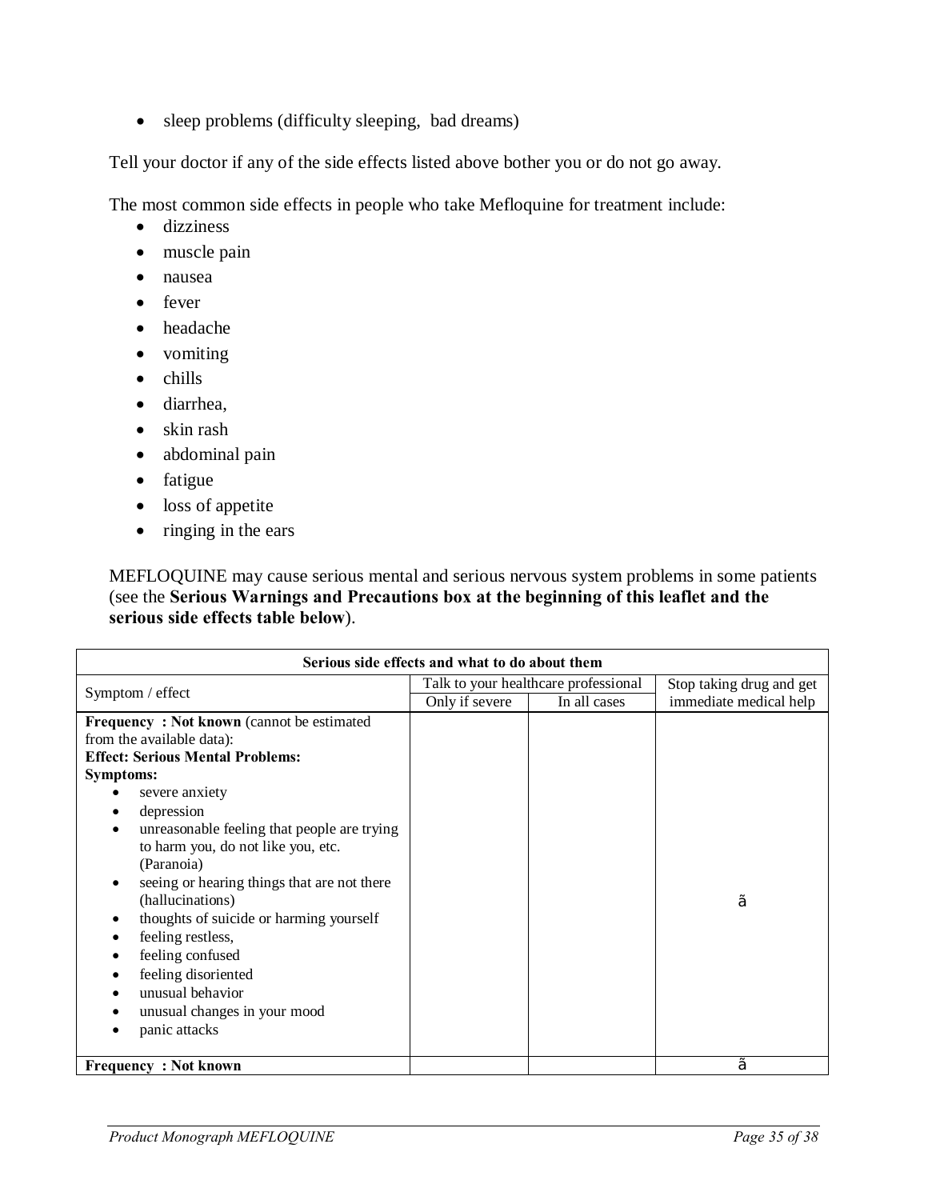- sleep problems (difficulty sleeping,  bad dreams)

Tell your doctor if any of the side effects listed above bother you or do not go away.

The most common side effects in people who take Mefloquine for treatment include:

- dizziness
- muscle pain
- nausea
- fever
- headache
- vomiting
- chills
- diarrhea,
- skin rash
- abdominal pain
- fatigue
- loss of appetite
- ringing in the ears

MEFLOQUINE may cause serious mental and serious nervous system problems in some patients (see the **Serious Warnings and Precautions box at the beginning of this leaflet and the serious side effects table below**).

| **Serious side effects and what to do about them** | | | |
|---|---|---|---|
| Symptom / effect | Talk to your healthcare professional | | Stop taking drug and get immediate medical help |
| | Only if severe | In all cases | |
| **Frequency : Not known** (cannot be estimated from the available data):<br>**Effect: Serious Mental Problems:**<br>**Symptoms:**<br>• severe anxiety<br>• depression<br>• unreasonable feeling that people are trying to harm you, do not like you, etc. (Paranoia)<br>• seeing or hearing things that are not there (hallucinations)<br>• thoughts of suicide or harming yourself<br>• feeling restless,<br>• feeling confused<br>• feeling disoriented<br>• unusual behavior<br>• unusual changes in your mood<br>• panic attacks | | | ã |
| **Frequency : Not known** | | | ã |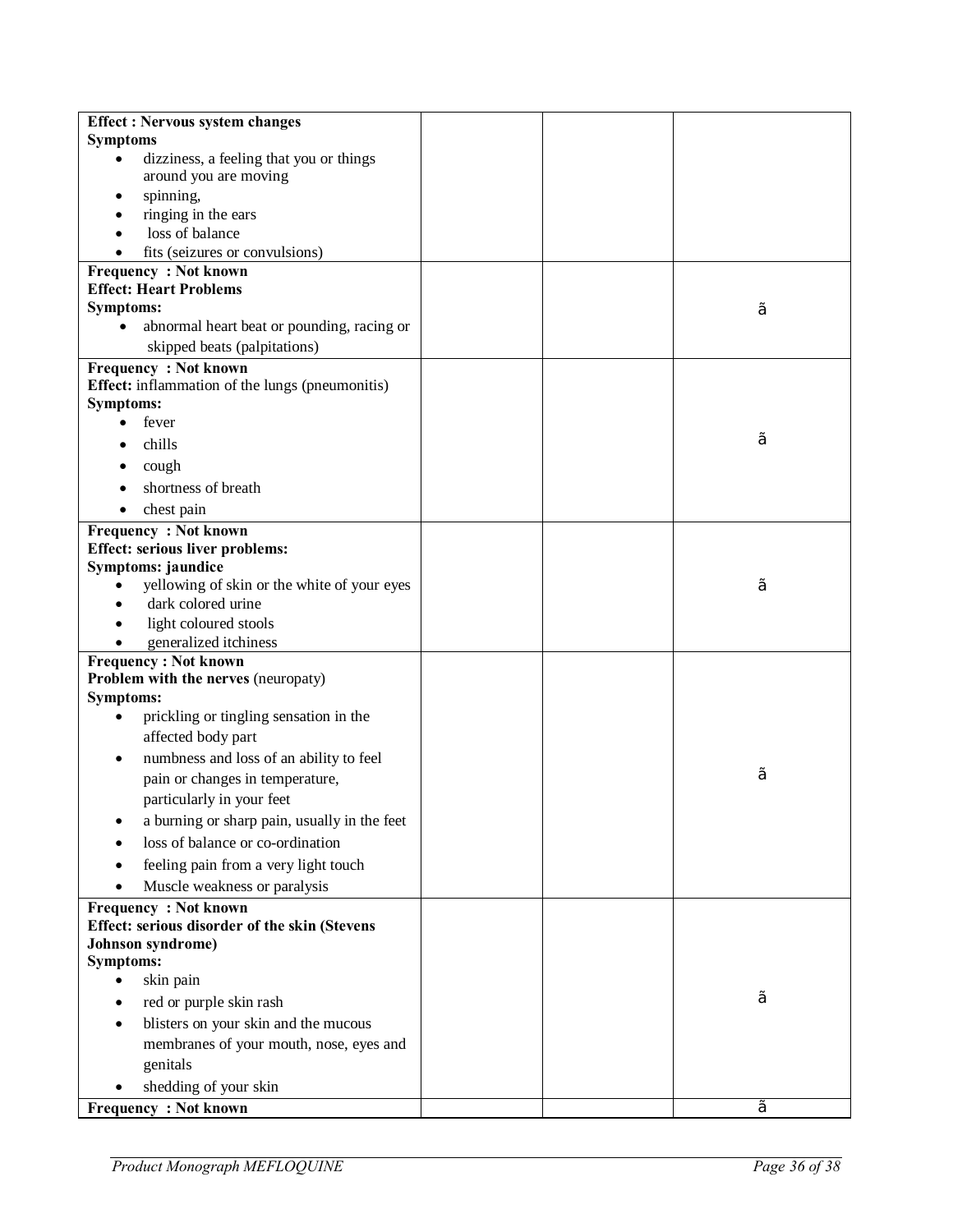| | | | |
|---|---|---|---|
| **Effect : Nervous system changes**<br>**Symptoms**<br>• dizziness, a feeling that you or things around you are moving<br>• spinning,<br>• ringing in the ears<br>• loss of balance<br>• fits (seizures or convulsions) | | | |
| **Frequency : Not known**<br>**Effect: Heart Problems**<br>**Symptoms:**<br>• abnormal heart beat or pounding, racing or skipped beats (palpitations) | | | ã |
| **Frequency : Not known**<br>**Effect:** inflammation of the lungs (pneumonitis)<br>**Symptoms:**<br>• fever<br>• chills<br>• cough<br>• shortness of breath<br>• chest pain | | | ã |
| **Frequency : Not known**<br>**Effect: serious liver problems:**<br>**Symptoms: jaundice**<br>• yellowing of skin or the white of your eyes<br>• dark colored urine<br>• light coloured stools<br>• generalized itchiness | | | ã |
| **Frequency : Not known**<br>**Problem with the nerves** (neuropaty)<br>**Symptoms:**<br>• prickling or tingling sensation in the affected body part<br>• numbness and loss of an ability to feel pain or changes in temperature, particularly in your feet<br>• a burning or sharp pain, usually in the feet<br>• loss of balance or co-ordination<br>• feeling pain from a very light touch<br>• Muscle weakness or paralysis | | | ã |
| **Frequency : Not known**<br>**Effect: serious disorder of the skin (Stevens Johnson syndrome)**<br>**Symptoms:**<br>• skin pain<br>• red or purple skin rash<br>• blisters on your skin and the mucous membranes of your mouth, nose, eyes and genitals<br>• shedding of your skin | | | ã |
| **Frequency : Not known** | | | ã |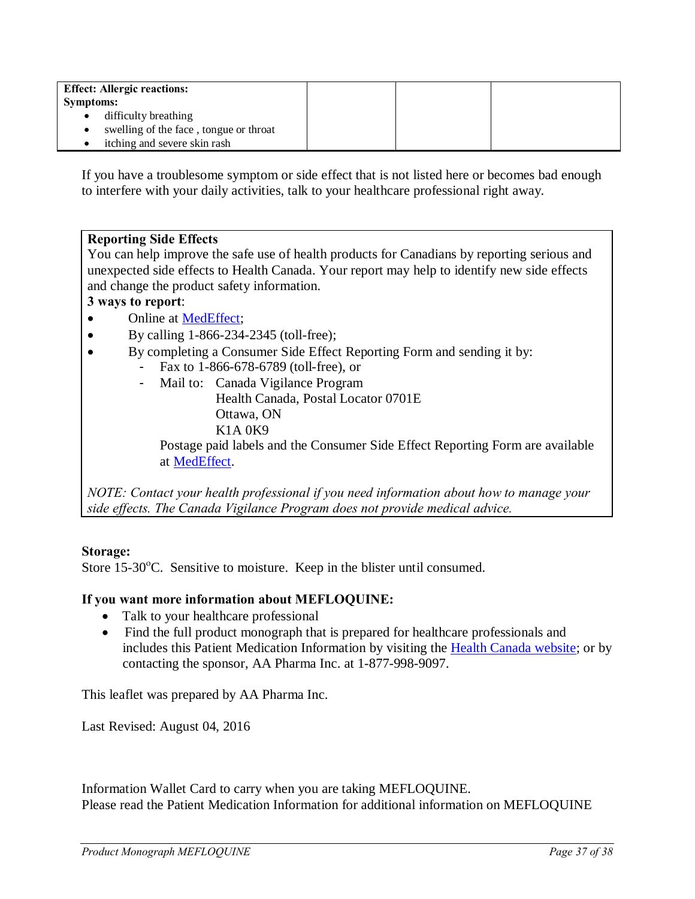| **Effect: Allergic reactions:**<br>**Symptoms:**<br>• difficulty breathing<br>• swelling of the face , tongue or throat<br>• itching and severe skin rash | | | |
|---|---|---|---|

If you have a troublesome symptom or side effect that is not listed here or becomes bad enough to interfere with your daily activities, talk to your healthcare professional right away.

**Reporting Side Effects**

You can help improve the safe use of health products for Canadians by reporting serious and unexpected side effects to Health Canada. Your report may help to identify new side effects and change the product safety information.

**3 ways to report**:

- Online at MedEffect;
- By calling 1-866-234-2345 (toll-free);
- By completing a Consumer Side Effect Reporting Form and sending it by:
  - Fax to 1-866-678-6789 (toll-free), or
  - Mail to: Canada Vigilance Program
    Health Canada, Postal Locator 0701E
    Ottawa, ON
    K1A 0K9

  Postage paid labels and the Consumer Side Effect Reporting Form are available at MedEffect.

*NOTE: Contact your health professional if you need information about how to manage your side effects. The Canada Vigilance Program does not provide medical advice.*

**Storage:**

Store 15-30°C. Sensitive to moisture. Keep in the blister until consumed.

**If you want more information about MEFLOQUINE:**

- Talk to your healthcare professional
- Find the full product monograph that is prepared for healthcare professionals and includes this Patient Medication Information by visiting the Health Canada website; or by contacting the sponsor, AA Pharma Inc. at 1-877-998-9097.

This leaflet was prepared by AA Pharma Inc.

Last Revised: August 04, 2016

Information Wallet Card to carry when you are taking MEFLOQUINE.
Please read the Patient Medication Information for additional information on MEFLOQUINE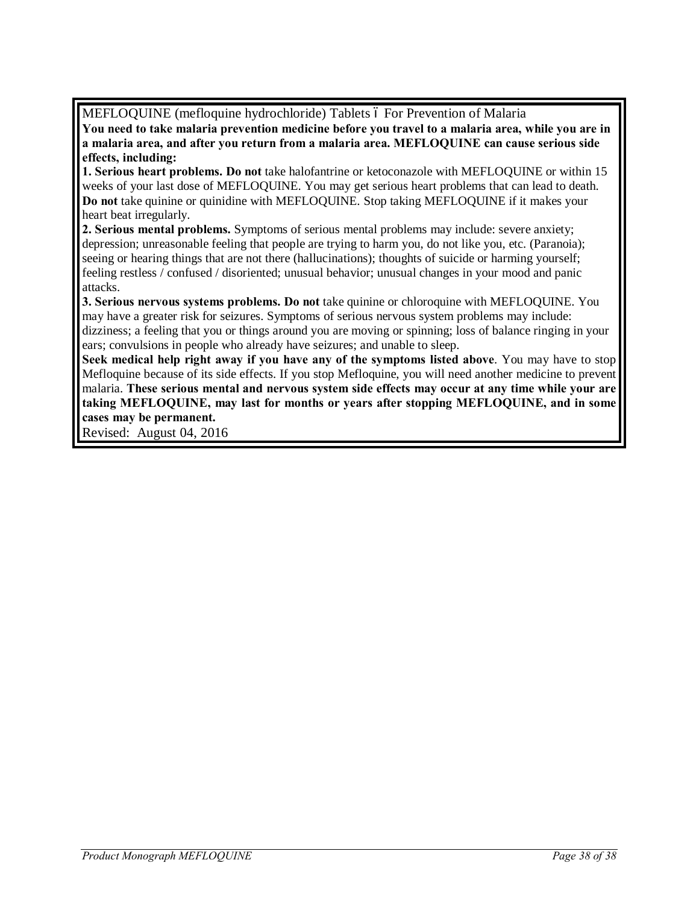MEFLOQUINE (mefloquine hydrochloride) Tablets ó For Prevention of Malaria

**You need to take malaria prevention medicine before you travel to a malaria area, while you are in a malaria area, and after you return from a malaria area. MEFLOQUINE can cause serious side effects, including:**

**1. Serious heart problems. Do not** take halofantrine or ketoconazole with MEFLOQUINE or within 15 weeks of your last dose of MEFLOQUINE. You may get serious heart problems that can lead to death. **Do not** take quinine or quinidine with MEFLOQUINE. Stop taking MEFLOQUINE if it makes your heart beat irregularly.

**2. Serious mental problems.** Symptoms of serious mental problems may include: severe anxiety; depression; unreasonable feeling that people are trying to harm you, do not like you, etc. (Paranoia); seeing or hearing things that are not there (hallucinations); thoughts of suicide or harming yourself; feeling restless / confused / disoriented; unusual behavior; unusual changes in your mood and panic attacks.

**3. Serious nervous systems problems. Do not** take quinine or chloroquine with MEFLOQUINE. You may have a greater risk for seizures. Symptoms of serious nervous system problems may include: dizziness; a feeling that you or things around you are moving or spinning; loss of balance ringing in your ears; convulsions in people who already have seizures; and unable to sleep.

**Seek medical help right away if you have any of the symptoms listed above**. You may have to stop Mefloquine because of its side effects. If you stop Mefloquine, you will need another medicine to prevent malaria. **These serious mental and nervous system side effects may occur at any time while your are taking MEFLOQUINE, may last for months or years after stopping MEFLOQUINE, and in some cases may be permanent.**

Revised: August 04, 2016